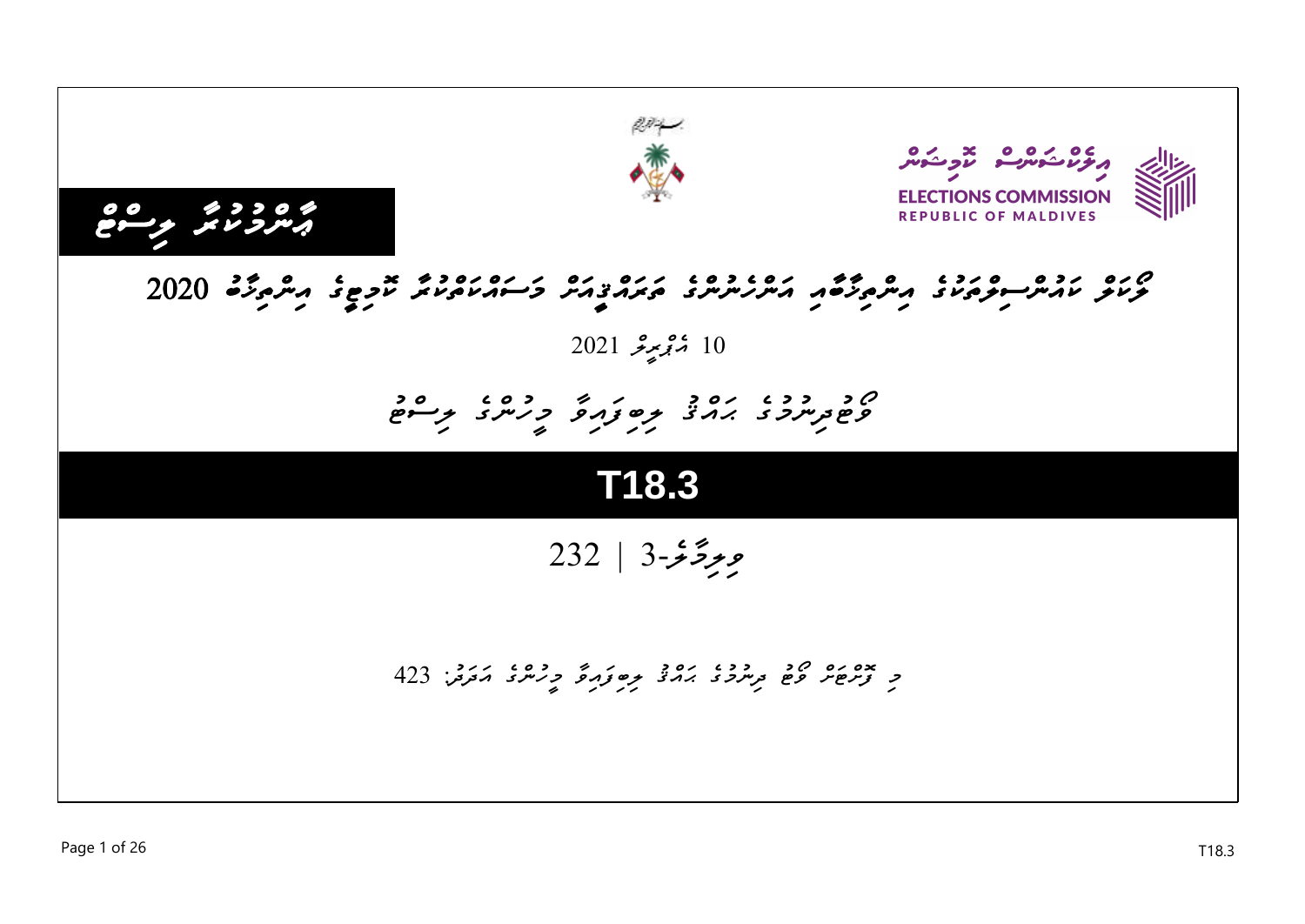# އާންމުކުރާ ލިސްޓް

އިލެކްޝަންސް ކޮމިޝަން

ELECTIONS COMMISSION
REPUBLIC OF MALDIVES

## ލޯކަލް ކައުންސިލްތަކުގެ އިންތިޚާބާއި އަންހެނުންގެ ތަރައްޤީއަށް މަސައްކަތްކުރާ ކޮމިޓީގެ އިންތިޚާބު 2020

10 އެޕްރީލް 2021

## ވޯޓުދިނުމުގެ ހައްޤު ލިބިފައިވާ މީހުންގެ ލިސްޓު

# T18.3

ވިލިމާލެ-3 | 232

މި ޗާޓުބަރ ވޯޓު ދިނުމުގެ ހައްޤު ލިބިފައިވާ މީހުންގެ އަދަދު: 423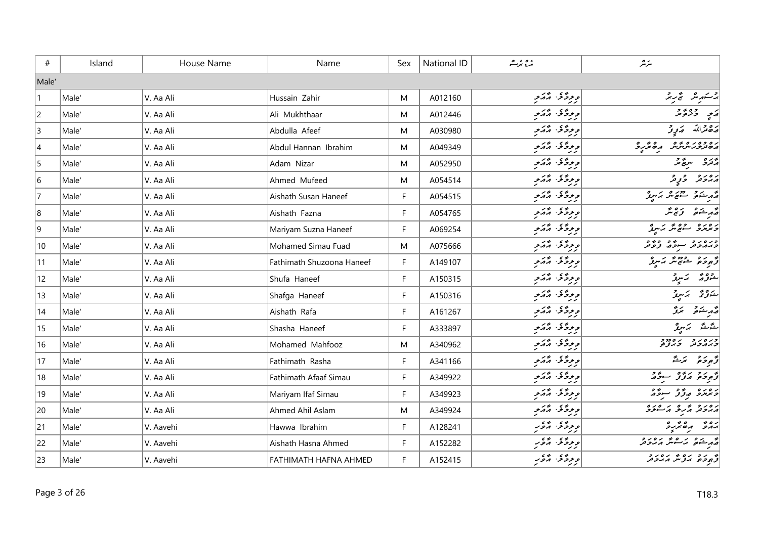| # | Island | House Name | Name | Sex | National ID | ދާއިރާ | ނަން |
|---|---|---|---|---|---|---|---|
| Male' | | | | | | | |
| 1 | Male' | V. Aa Ali | Hussain Zahir | M | A012160 | ވިލިމާލެ. އާއަލި | ހުސައިން ޒާހިރު |
| 2 | Male' | V. Aa Ali | Ali Mukhthaar | M | A012446 | ވިލިމާލެ. އާއަލި | އަލި މުހުތާރު |
| 3 | Male' | V. Aa Ali | Abdulla Afeef | M | A030980 | ވިލިމާލެ. އާއަލި | އަބްދުﷲ އަފީފު |
| 4 | Male' | V. Aa Ali | Abdul Hannan Ibrahim | M | A049349 | ވިލިމާލެ. އާއަލި | އަބްދުލްހަންނާން އިބްރާހިމް |
| 5 | Male' | V. Aa Ali | Adam Nizar | M | A052950 | ވިލިމާލެ. އާއަލި | އާދަމް ނިޒާރު |
| 6 | Male' | V. Aa Ali | Ahmed Mufeed | M | A054514 | ވިލިމާލެ. އާއަލި | އަޙްމަދު މުފީދު |
| 7 | Male' | V. Aa Ali | Aishath Susan Haneef | F | A054515 | ވިލިމާލެ. އާއަލި | އާއިޝަތު ސޫޒަން ހަނީފު |
| 8 | Male' | V. Aa Ali | Aishath Fazna | F | A054765 | ވިލިމާލެ. އާއަލި | އާއިޝަތު ފަޒްނާ |
| 9 | Male' | V. Aa Ali | Mariyam Suzna Haneef | F | A069254 | ވިލިމާލެ. އާއަލި | މަރިޔަމް ސުޒްނާ ހަނީފު |
| 10 | Male' | V. Aa Ali | Mohamed Simau Fuad | M | A075666 | ވިލިމާލެ. އާއަލި | މުޙައްމަދު ސިމާއު ފުއާދު |
| 11 | Male' | V. Aa Ali | Fathimath Shuzoona Haneef | F | A149107 | ވިލިމާލެ. އާއަލި | ފާތިމަތު ޝުޒޫނާ ހަނީފު |
| 12 | Male' | V. Aa Ali | Shufa Haneef | F | A150315 | ވިލިމާލެ. އާއަލި | ޝުފާ ހަނީފު |
| 13 | Male' | V. Aa Ali | Shafga Haneef | F | A150316 | ވިލިމާލެ. އާއަލި | ޝަފްގާ ހަނީފު |
| 14 | Male' | V. Aa Ali | Aishath Rafa | F | A161267 | ވިލިމާލެ. އާއަލި | އާއިޝަތު ރަފާ |
| 15 | Male' | V. Aa Ali | Shasha Haneef | F | A333897 | ވިލިމާލެ. އާއަލި | ޝާޝާ ހަނީފު |
| 16 | Male' | V. Aa Ali | Mohamed Mahfooz | M | A340962 | ވިލިމާލެ. އާއަލި | މުޙައްމަދު މަޙްފޫޒު |
| 17 | Male' | V. Aa Ali | Fathimath Rasha | F | A341166 | ވިލިމާލެ. އާއަލި | ފާތިމަތު ރަޝާ |
| 18 | Male' | V. Aa Ali | Fathimath Afaaf Simau | F | A349922 | ވިލިމާލެ. އާއަލި | ފާތިމަތު އަފާފު ސިމާއު |
| 19 | Male' | V. Aa Ali | Mariyam Ifaf Simau | F | A349923 | ވިލިމާލެ. އާއަލި | މަރިޔަމް އިފާފު ސިމާއު |
| 20 | Male' | V. Aa Ali | Ahmed Ahil Aslam | M | A349924 | ވިލިމާލެ. އާއަލި | އަޙްމަދު އާހިލް އަސްލަމް |
| 21 | Male' | V. Aavehi | Hawwa Ibrahim | F | A128241 | ވިލިމާލެ. އާވެހި | ހައްވާ އިބްރާހިމް |
| 22 | Male' | V. Aavehi | Aishath Hasna Ahmed | F | A152282 | ވިލިމާލެ. އާވެހި | އާއިޝަތު ހަސްނާ އަޙްމަދު |
| 23 | Male' | V. Aavehi | FATHIMATH HAFNA AHMED | F | A152415 | ވިލިމާލެ. އާވެހި | ފާތިމަތު ހަފްނާ އަޙްމަދު |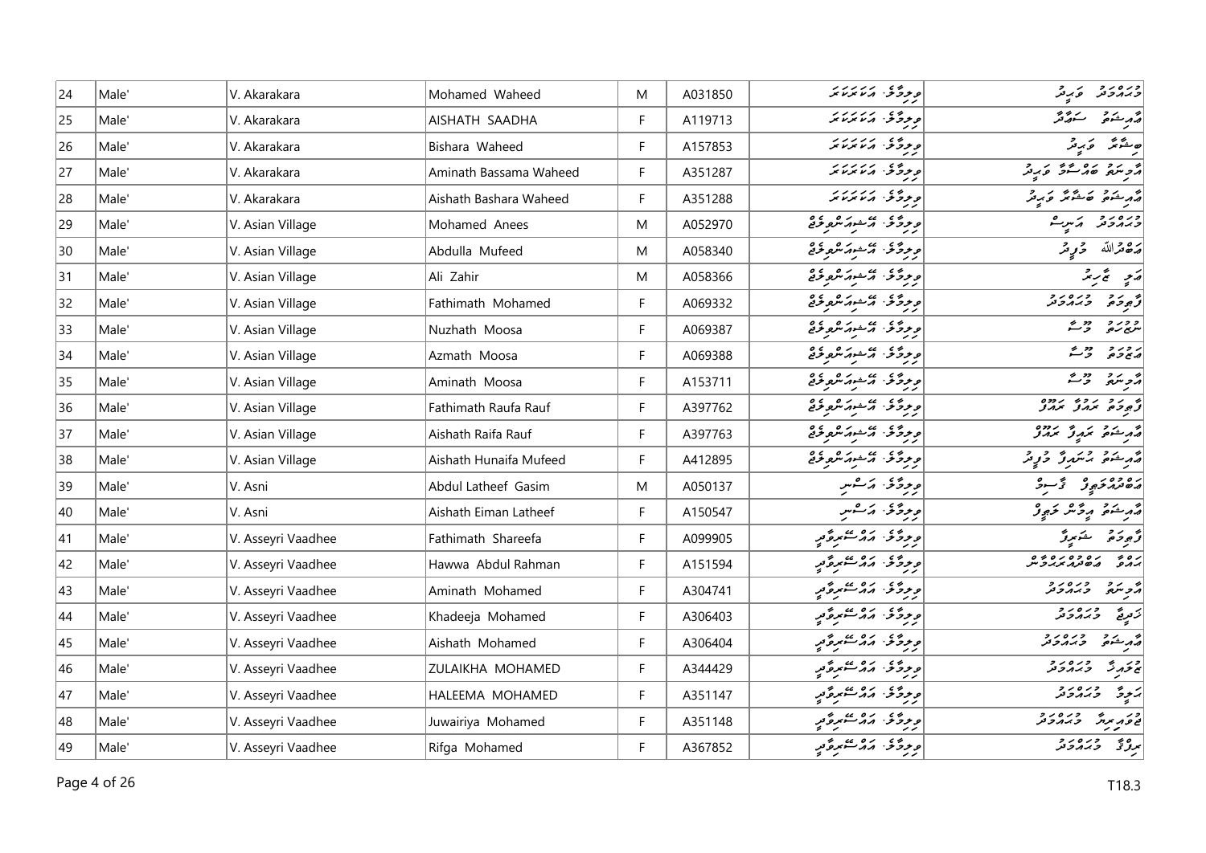| 24 | Male' | V. Akarakara | Mohamed Waheed | M | A031850 | ވިލިމާލެ. އަކަރަކަރަ | މުހައްމަދު ވަޙީދު |
|---|---|---|---|---|---|---|---|
| 25 | Male' | V. Akarakara | AISHATH SAADHA | F | A119713 | ވިލިމާލެ. އަކަރަކަރަ | އައިޝަތު ސަޢާދާ |
| 26 | Male' | V. Akarakara | Bishara Waheed | F | A157853 | ވިލިމާލެ. އަކަރަކަރަ | ބިޝާރާ ވަޙީދު |
| 27 | Male' | V. Akarakara | Aminath Bassama Waheed | F | A351287 | ވިލިމާލެ. އަކަރަކަރަ | އާމިނަތު ބައްސާމާ ވަޙީދު |
| 28 | Male' | V. Akarakara | Aishath Bashara Waheed | F | A351288 | ވިލިމާލެ. އަކަރަކަރަ | އައިޝަތު ބަޝާރާ ވަޙީދު |
| 29 | Male' | V. Asian Village | Mohamed Anees | M | A052970 | ވިލިމާލެ. އޭޝިއަން ވިލެޖް | މުހައްމަދު އަނީސް |
| 30 | Male' | V. Asian Village | Abdulla Mufeed | M | A058340 | ވިލިމާލެ. އޭޝިއަން ވިލެޖް | އަބްދުﷲ މުފީދު |
| 31 | Male' | V. Asian Village | Ali Zahir | M | A058366 | ވިލިމާލެ. އޭޝިއަން ވިލެޖް | އަލި ޒާހިރު |
| 32 | Male' | V. Asian Village | Fathimath Mohamed | F | A069332 | ވިލިމާލެ. އޭޝިއަން ވިލެޖް | ފާތިމަތު މުހައްމަދު |
| 33 | Male' | V. Asian Village | Nuzhath Moosa | F | A069387 | ވިލިމާލެ. އޭޝިއަން ވިލެޖް | ނުޒްހަތު މޫސާ |
| 34 | Male' | V. Asian Village | Azmath Moosa | F | A069388 | ވިލިމާލެ. އޭޝިއަން ވިލެޖް | އަޒްމަތު މޫސާ |
| 35 | Male' | V. Asian Village | Aminath Moosa | F | A153711 | ވިލިމާލެ. އޭޝިއަން ވިލެޖް | އާމިނަތު މޫސާ |
| 36 | Male' | V. Asian Village | Fathimath Raufa Rauf | F | A397762 | ވިލިމާލެ. އޭޝިއަން ވިލެޖް | ފާތިމަތު ރައުފާ ރައޫފް |
| 37 | Male' | V. Asian Village | Aishath Raifa Rauf | F | A397763 | ވިލިމާލެ. އޭޝިއަން ވިލެޖް | އައިޝަތު ރައިފާ ރައޫފް |
| 38 | Male' | V. Asian Village | Aishath Hunaifa Mufeed | F | A412895 | ވިލިމާލެ. އޭޝިއަން ވިލެޖް | އައިޝަތު ހުނައިފާ މުފީދު |
| 39 | Male' | V. Asni | Abdul Latheef Gasim | M | A050137 | ވިލިމާލެ. އަސްނި | އަބްދުއްލަޠީފް ޤާސިމް |
| 40 | Male' | V. Asni | Aishath Eiman Latheef | F | A150547 | ވިލިމާލެ. އަސްނި | އައިޝަތު އީމާން ލަޠީފް |
| 41 | Male' | V. Asseyri Vaadhee | Fathimath Shareefa | F | A099905 | ވިލިމާލެ. އައްސޭރިވާދީ | ފާތިމަތު ޝަރީފާ |
| 42 | Male' | V. Asseyri Vaadhee | Hawwa Abdul Rahman | F | A151594 | ވިލިމާލެ. އައްސޭރިވާދީ | ހައްވާ އަބްދުއްރަޙްމާން |
| 43 | Male' | V. Asseyri Vaadhee | Aminath Mohamed | F | A304741 | ވިލިމާލެ. އައްސޭރިވާދީ | އާމިނަތު މުހައްމަދު |
| 44 | Male' | V. Asseyri Vaadhee | Khadeeja Mohamed | F | A306403 | ވިލިމާލެ. އައްސޭރިވާދީ | ޚަދީޖާ މުހައްމަދު |
| 45 | Male' | V. Asseyri Vaadhee | Aishath Mohamed | F | A306404 | ވިލިމާލެ. އައްސޭރިވާދީ | އައިޝަތު މުހައްމަދު |
| 46 | Male' | V. Asseyri Vaadhee | ZULAIKHA MOHAMED | F | A344429 | ވިލިމާލެ. އައްސޭރިވާދީ | ޒުލައިޚާ މުހައްމަދު |
| 47 | Male' | V. Asseyri Vaadhee | HALEEMA MOHAMED | F | A351147 | ވިލިމާލެ. އައްސޭރިވާދީ | ހަލީމާ މުހައްމަދު |
| 48 | Male' | V. Asseyri Vaadhee | Juwairiya Mohamed | F | A351148 | ވިލިމާލެ. އައްސޭރިވާދީ | ޖުވައިރިޔާ މުހައްމަދު |
| 49 | Male' | V. Asseyri Vaadhee | Rifga Mohamed | F | A367852 | ވިލިމާލެ. އައްސޭރިވާދީ | ރިފްޤާ މުހައްމަދު |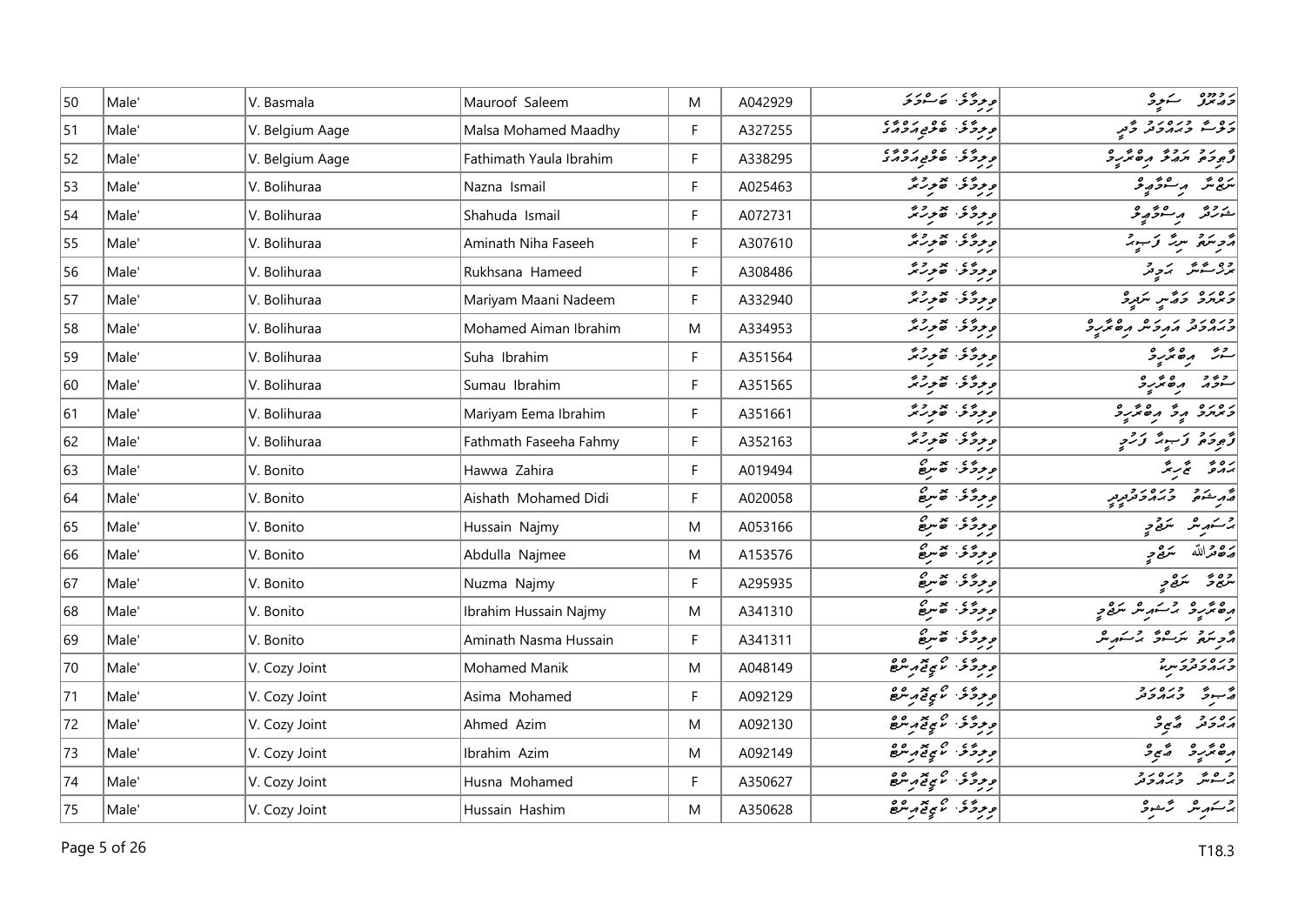| 50 | Male' | V. Basmala | Mauroof Saleem | M | A042929 | ވިލިމާލެ. ބަސްމަލަ | މައުރޫފު ސަލީމް |
|---|---|---|---|---|---|---|---|
| 51 | Male' | V. Belgium Aage | Malsa Mohamed Maadhy | F | A327255 | ވިލިމާލެ. ބެލްޖިއަމްއާގެ | މަލްސާ މުހައްމަދު މާދީ |
| 52 | Male' | V. Belgium Aage | Fathimath Yaula Ibrahim | F | A338295 | ވިލިމާލެ. ބެލްޖިއަމްއާގެ | ފާތިމަތު ޔައުލާ އިބްރާހީމް |
| 53 | Male' | V. Bolihuraa | Nazna Ismail | F | A025463 | ވިލިމާލެ. ބޮލިހުރާ | ނަޒްނާ އިސްމާޢީލް |
| 54 | Male' | V. Bolihuraa | Shahuda Ismail | F | A072731 | ވިލިމާލެ. ބޮލިހުރާ | ޝަހުދާ އިސްމާޢީލް |
| 55 | Male' | V. Bolihuraa | Aminath Niha Faseeh | F | A307610 | ވިލިމާލެ. ބޮލިހުރާ | އާމިނަތު ނިހާ ފަސީހު |
| 56 | Male' | V. Bolihuraa | Rukhsana Hameed | F | A308486 | ވިލިމާލެ. ބޮލިހުރާ | ރުޚްސާނާ ހަމީދު |
| 57 | Male' | V. Bolihuraa | Mariyam Maani Nadeem | F | A332940 | ވިލިމާލެ. ބޮލިހުރާ | މަރިޔަމް މާނީ ނަދީމް |
| 58 | Male' | V. Bolihuraa | Mohamed Aiman Ibrahim | M | A334953 | ވިލިމާލެ. ބޮލިހުރާ | މުހައްމަދު އައިމަން އިބްރާހީމް |
| 59 | Male' | V. Bolihuraa | Suha Ibrahim | F | A351564 | ވިލިމާލެ. ބޮލިހުރާ | ސުހާ އިބްރާހީމް |
| 60 | Male' | V. Bolihuraa | Sumau Ibrahim | F | A351565 | ވިލިމާލެ. ބޮލިހުރާ | ސުމައު އިބްރާހީމް |
| 61 | Male' | V. Bolihuraa | Mariyam Eema Ibrahim | F | A351661 | ވިލިމާލެ. ބޮލިހުރާ | މަރިޔަމް އީމާ އިބްރާހީމް |
| 62 | Male' | V. Bolihuraa | Fathmath Faseeha Fahmy | F | A352163 | ވިލިމާލެ. ބޮލިހުރާ | ފާތިމަތު ފަސީހާ ފަހުމީ |
| 63 | Male' | V. Bonito | Hawwa Zahira | F | A019494 | ވިލިމާލެ. ބޮނީޓޯ | ހައްވާ ޒާހިރާ |
| 64 | Male' | V. Bonito | Aishath Mohamed Didi | F | A020058 | ވިލިމާލެ. ބޮނީޓޯ | އާއިޝަތު މުހައްމަދުދީދީ |
| 65 | Male' | V. Bonito | Hussain Najmy | M | A053166 | ވިލިމާލެ. ބޮނީޓޯ | ހުސައިން ނަޖްމީ |
| 66 | Male' | V. Bonito | Abdulla Najmee | M | A153576 | ވިލިމާލެ. ބޮނީޓޯ | އަބްދުﷲ ނަޖްމީ |
| 67 | Male' | V. Bonito | Nuzma Najmy | F | A295935 | ވިލިމާލެ. ބޮނީޓޯ | ނުޒްމާ ނަޖްމީ |
| 68 | Male' | V. Bonito | Ibrahim Hussain Najmy | M | A341310 | ވިލިމާލެ. ބޮނީޓޯ | އިބްރާހީމް ހުސައިން ނަޖްމީ |
| 69 | Male' | V. Bonito | Aminath Nasma Hussain | F | A341311 | ވިލިމާލެ. ބޮނީޓޯ | އާމިނަތު ނަސްމާ ހުސައިން |
| 70 | Male' | V. Cozy Joint | Mohamed Manik | M | A048149 | ވިލިމާލެ. ކޯޒީޖޮއިންޓް | މުހައްމަދުމަނިކު |
| 71 | Male' | V. Cozy Joint | Asima Mohamed | F | A092129 | ވިލިމާލެ. ކޯޒީޖޮއިންޓް | އާސިމާ މުހައްމަދު |
| 72 | Male' | V. Cozy Joint | Ahmed Azim | M | A092130 | ވިލިމާލެ. ކޯޒީޖޮއިންޓް | އަހްމަދު އާޒިމް |
| 73 | Male' | V. Cozy Joint | Ibrahim Azim | M | A092149 | ވިލިމާލެ. ކޯޒީޖޮއިންޓް | އިބްރާހީމް އާޒިމް |
| 74 | Male' | V. Cozy Joint | Husna Mohamed | F | A350627 | ވިލިމާލެ. ކޯޒީޖޮއިންޓް | ހުސްނާ މުހައްމަދު |
| 75 | Male' | V. Cozy Joint | Hussain Hashim | M | A350628 | ވިލިމާލެ. ކޯޒީޖޮއިންޓް | ހުސައިން ހާޝިމް |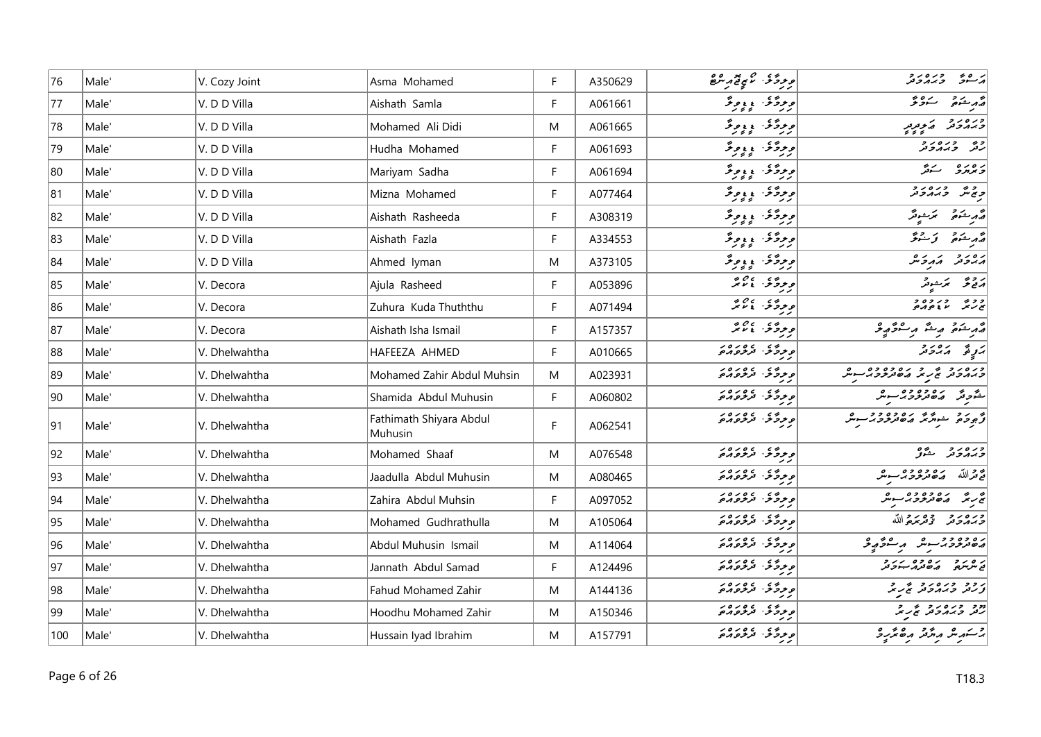| 76 | Male' | V. Cozy Joint | Asma Mohamed | F | A350629 | ވިލިމާލެ. ކޯޒީ ޖޮއިންޓް | އަސްމާ މުޙައްމަދު |
|---|---|---|---|---|---|---|---|
| 77 | Male' | V. D D Villa | Aishath Samla | F | A061661 | ވިލިމާލެ. ޑީ ޑީ ވިލާ | އައިޝަތު ސަމްލާ |
| 78 | Male' | V. D D Villa | Mohamed Ali Didi | M | A061665 | ވިލިމާލެ. ޑީ ޑީ ވިލާ | މުޙައްމަދު ޢަލިދީދީ |
| 79 | Male' | V. D D Villa | Hudha Mohamed | F | A061693 | ވިލިމާލެ. ޑީ ޑީ ވިލާ | ހުދާ މުޙައްމަދު |
| 80 | Male' | V. D D Villa | Mariyam Sadha | F | A061694 | ވިލިމާލެ. ޑީ ޑީ ވިލާ | މަރިޔަމް ސަދާ |
| 81 | Male' | V. D D Villa | Mizna Mohamed | F | A077464 | ވިލިމާލެ. ޑީ ޑީ ވިލާ | މިޒްނާ މުޙައްމަދު |
| 82 | Male' | V. D D Villa | Aishath Rasheeda | F | A308319 | ވިލިމާލެ. ޑީ ޑީ ވިލާ | އައިޝަތު ރަޝީދާ |
| 83 | Male' | V. D D Villa | Aishath Fazla | F | A334553 | ވިލިމާލެ. ޑީ ޑީ ވިލާ | އައިޝަތު ފަޟްލާ |
| 84 | Male' | V. D D Villa | Ahmed Iyman | M | A373105 | ވިލިމާލެ. ޑީ ޑީ ވިލާ | އަޙްމަދު އައިމަން |
| 85 | Male' | V. Decora | Ajula Rasheed | F | A053896 | ވިލިމާލެ. ޑެކޯރާ | އަޖުލާ ރަޝީދު |
| 86 | Male' | V. Decora | Zuhura Kuda Thuththu | F | A071494 | ވިލިމާލެ. ޑެކޯރާ | ޒުހުރާ ކުޑަތުއްތު |
| 87 | Male' | V. Decora | Aishath Isha Ismail | F | A157357 | ވިލިމާލެ. ޑެކޯރާ | އައިޝަތު އިޝާ އިސްމާޢީލް |
| 88 | Male' | V. Dhelwahtha | HAFEEZA AHMED | F | A010665 | ވިލިމާލެ. ދެލްވައްތަ | ހަފީޒާ އަޙްމަދު |
| 89 | Male' | V. Dhelwahtha | Mohamed Zahir Abdul Muhsin | M | A023931 | ވިލިމާލެ. ދެލްވައްތަ | މުޙައްމަދު ޒާހިރު އަބްދުލްމުޙްސިން |
| 90 | Male' | V. Dhelwahtha | Shamida Abdul Muhusin | F | A060802 | ވިލިމާލެ. ދެލްވައްތަ | ޝާމިދާ އަބްދުލްމުހުސިން |
| 91 | Male' | V. Dhelwahtha | Fathimath Shiyara Abdul Muhusin | F | A062541 | ވިލިމާލެ. ދެލްވައްތަ | ފާތިމަތު ޝިޔާރާ އަބްދުލްމުހުސިން |
| 92 | Male' | V. Dhelwahtha | Mohamed Shaaf | M | A076548 | ވިލިމާލެ. ދެލްވައްތަ | މުޙައްމަދު ޝާފް |
| 93 | Male' | V. Dhelwahtha | Jaadulla Abdul Muhusin | M | A080465 | ވިލިމާލެ. ދެލްވައްތަ | ޖާދުﷲ އަބްދުލްމުހުސިން |
| 94 | Male' | V. Dhelwahtha | Zahira Abdul Muhsin | F | A097052 | ވިލިމާލެ. ދެލްވައްތަ | ޒާހިރާ އަބްދުލްމުހުސިން |
| 95 | Male' | V. Dhelwahtha | Mohamed Gudhrathulla | M | A105064 | ވިލިމާލެ. ދެލްވައްތަ | މުޙައްމަދު ޤުދްރަތުﷲ |
| 96 | Male' | V. Dhelwahtha | Abdul Muhusin Ismail | M | A114064 | ވިލިމާލެ. ދެލްވައްތަ | އަބްދުލްމުހުސިން އިސްމާޢީލް |
| 97 | Male' | V. Dhelwahtha | Jannath Abdul Samad | F | A124496 | ވިލިމާލެ. ދެލްވައްތަ | ޖަންނަތު އަބްދުއްސަމަދު |
| 98 | Male' | V. Dhelwahtha | Fahud Mohamed Zahir | M | A144136 | ވިލިމާލެ. ދެލްވައްތަ | ފަހުދު މުޙައްމަދު ޒާހިރު |
| 99 | Male' | V. Dhelwahtha | Hoodhu Mohamed Zahir | M | A150346 | ވިލިމާލެ. ދެލްވައްތަ | ހޫދު މުޙައްމަދު ޒާހިރު |
| 100 | Male' | V. Dhelwahtha | Hussain Iyad Ibrahim | M | A157791 | ވިލިމާލެ. ދެލްވައްތަ | ހުސައިން އިޔާދު އިބްރާހީމް |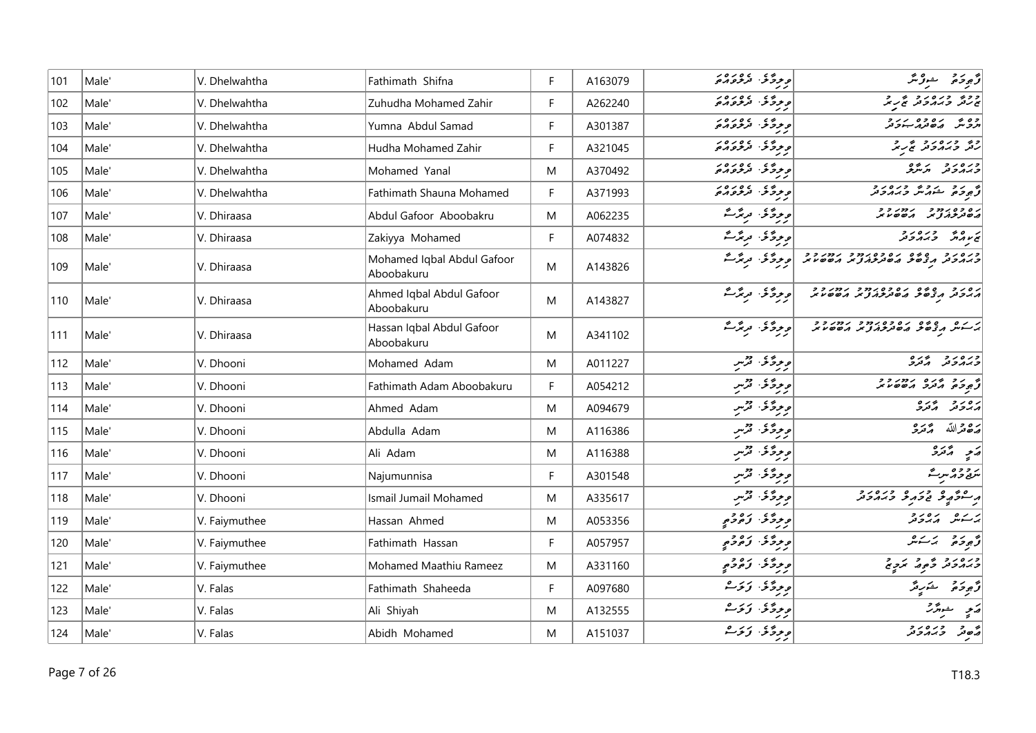| 101 | Male' | V. Dhelwahtha | Fathimath Shifna | F | A163079 | ވިލިމާލެ. ދެލްވައްތަ | ފާތިމަތު ޝިފްނާ |
|---|---|---|---|---|---|---|---|
| 102 | Male' | V. Dhelwahtha | Zuhudha Mohamed Zahir | F | A262240 | ވިލިމާލެ. ދެލްވައްތަ | ޒުހުދާ މުހައްމަދު ޒާހިރު |
| 103 | Male' | V. Dhelwahtha | Yumna Abdul Samad | F | A301387 | ވިލިމާލެ. ދެލްވައްތަ | ޔުމްނާ އަބްދުއްސަމަދު |
| 104 | Male' | V. Dhelwahtha | Hudha Mohamed Zahir | F | A321045 | ވިލިމާލެ. ދެލްވައްތަ | ހުދާ މުހައްމަދު ޒާހިރު |
| 105 | Male' | V. Dhelwahtha | Mohamed Yanal | M | A370492 | ވިލިމާލެ. ދެލްވައްތަ | މުހައްމަދު ޔަނާލް |
| 106 | Male' | V. Dhelwahtha | Fathimath Shauna Mohamed | F | A371993 | ވިލިމާލެ. ދެލްވައްތަ | ފާތިމަތު ޝައުނާ މުހައްމަދު |
| 107 | Male' | V. Dhiraasa | Abdul Gafoor Aboobakru | M | A062235 | ވިލިމާލެ. ދިރާސާ | އަބްދުލްޣަފޫރު އަބޫބަކުރު |
| 108 | Male' | V. Dhiraasa | Zakiyya Mohamed | F | A074832 | ވިލިމާލެ. ދިރާސާ | ޒަކިއްޔާ މުހައްމަދު |
| 109 | Male' | V. Dhiraasa | Mohamed Iqbal Abdul Gafoor Aboobakuru | M | A143826 | ވިލިމާލެ. ދިރާސާ | މުހައްމަދު އިގުބާލް އަބްދުލްޣަފޫރު އަބޫބަކުރު |
| 110 | Male' | V. Dhiraasa | Ahmed Iqbal Abdul Gafoor Aboobakuru | M | A143827 | ވިލިމާލެ. ދިރާސާ | އަހްމަދު އިގުބާލް އަބްދުލްޣަފޫރު އަބޫބަކުރު |
| 111 | Male' | V. Dhiraasa | Hassan Iqbal Abdul Gafoor Aboobakuru | M | A341102 | ވިލިމާލެ. ދިރާސާ | ހަސަން އިގުބާލް އަބްދުލްޣަފޫރު އަބޫބަކުރު |
| 112 | Male' | V. Dhooni | Mohamed Adam | M | A011227 | ވިލިމާލެ. ދޫނި | މުހައްމަދު އާދަމް |
| 113 | Male' | V. Dhooni | Fathimath Adam Aboobakuru | F | A054212 | ވިލިމާލެ. ދޫނި | ފާތިމަތު އާދަމް އަބޫބަކުރު |
| 114 | Male' | V. Dhooni | Ahmed Adam | M | A094679 | ވިލިމާލެ. ދޫނި | އަހްމަދު އާދަމް |
| 115 | Male' | V. Dhooni | Abdulla Adam | M | A116386 | ވިލިމާލެ. ދޫނި | އަބްދުﷲ އާދަމް |
| 116 | Male' | V. Dhooni | Ali Adam | M | A116388 | ވިލިމާލެ. ދޫނި | އަލި އާދަމް |
| 117 | Male' | V. Dhooni | Najumunnisa | F | A301548 | ވިލިމާލެ. ދޫނި | ނަޖުމުންނިސާ |
| 118 | Male' | V. Dhooni | Ismail Jumail Mohamed | M | A335617 | ވިލިމާލެ. ދޫނި | އިސްމާޢީލް ޖުމައިލް މުހައްމަދު |
| 119 | Male' | V. Faiymuthee | Hassan Ahmed | M | A053356 | ވިލިމާލެ. ފައިމުތީ | ހަސަން އަހްމަދު |
| 120 | Male' | V. Faiymuthee | Fathimath Hassan | F | A057957 | ވިލިމާލެ. ފައިމުތީ | ފާތިމަތު ހަސަން |
| 121 | Male' | V. Faiymuthee | Mohamed Maathiu Rameez | M | A331160 | ވިލިމާލެ. ފައިމުތީ | މުހައްމަދު މާތިއު ރަމީޒު |
| 122 | Male' | V. Falas | Fathimath Shaheeda | F | A097680 | ވިލިމާލެ. ފަލަސް | ފާތިމަތު ޝަހީދާ |
| 123 | Male' | V. Falas | Ali Shiyah | M | A132555 | ވިލިމާލެ. ފަލަސް | އަލި ޝިޔާހު |
| 124 | Male' | V. Falas | Abidh Mohamed | M | A151037 | ވިލިމާލެ. ފަލަސް | އާބިދު މުހައްމަދު |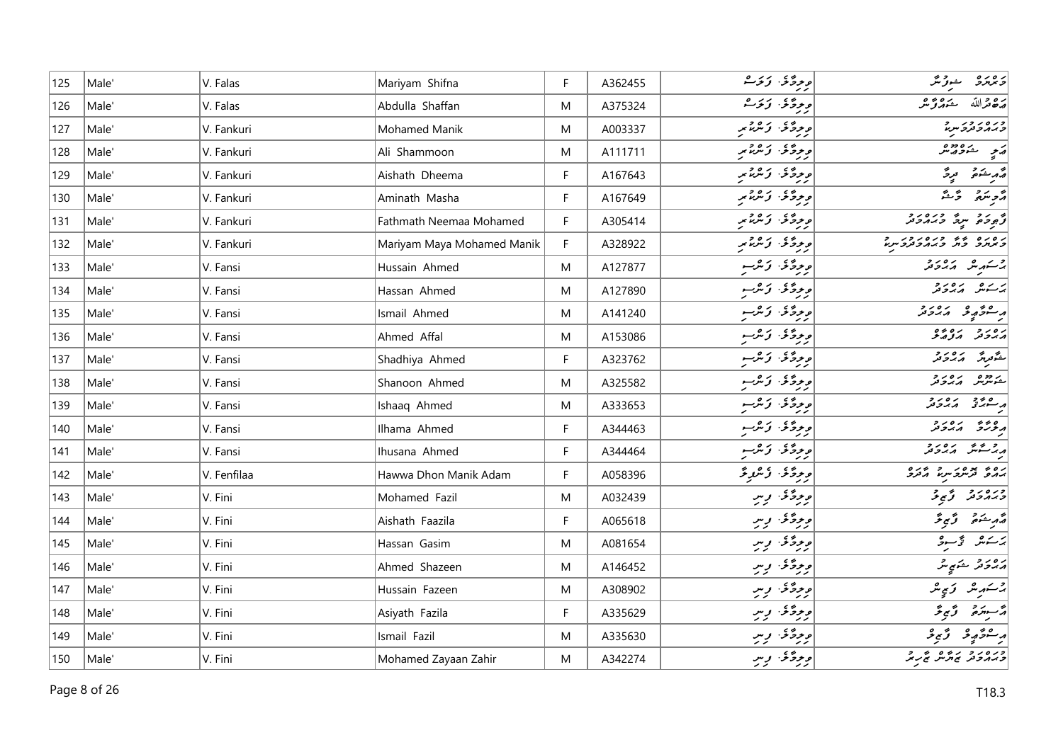| 125 | Male' | V. Falas | Mariyam Shifna | F | A362455 | ވިލިމާލެ. ފަލަސް | މަރިޔަމް ޝިފްނާ |
|---|---|---|---|---|---|---|---|
| 126 | Male' | V. Falas | Abdulla Shaffan | M | A375324 | ވިލިމާލެ. ފަލަސް | އަބްދުﷲ ޝައްފާން |
| 127 | Male' | V. Fankuri | Mohamed Manik | M | A003337 | ވިލިމާލެ. ފަންކުރި | މުހައްމަދުމާނިކު |
| 128 | Male' | V. Fankuri | Ali Shammoon | M | A111711 | ވިލިމާލެ. ފަންކުރި | އަލި ޝައްމޫން |
| 129 | Male' | V. Fankuri | Aishath Dheema | F | A167643 | ވިލިމާލެ. ފަންކުރި | އައިޝަތު ދީމާ |
| 130 | Male' | V. Fankuri | Aminath Masha | F | A167649 | ވިލިމާލެ. ފަންކުރި | އާމިނަތު މާޝާ |
| 131 | Male' | V. Fankuri | Fathmath Neemaa Mohamed | F | A305414 | ވިލިމާލެ. ފަންކުރި | ފާތިމަތު ނީމާ މުހައްމަދު |
| 132 | Male' | V. Fankuri | Mariyam Maya Mohamed Manik | F | A328922 | ވިލިމާލެ. ފަންކުރި | މަރިޔަމް މާޔާ މުހައްމަދުމާނިކު |
| 133 | Male' | V. Fansi | Hussain Ahmed | M | A127877 | ވިލިމާލެ. ފަންސި | ހުސައިން އަހްމަދު |
| 134 | Male' | V. Fansi | Hassan Ahmed | M | A127890 | ވިލިމާލެ. ފަންސި | ހަސަން އަހްމަދު |
| 135 | Male' | V. Fansi | Ismail Ahmed | M | A141240 | ވިލިމާލެ. ފަންސި | އިސްމާއީލް އަހްމަދު |
| 136 | Male' | V. Fansi | Ahmed Affal | M | A153086 | ވިލިމާލެ. ފަންސި | އަހްމަދު އައްފާލް |
| 137 | Male' | V. Fansi | Shadhiya Ahmed | F | A323762 | ވިލިމާލެ. ފަންސި | ޝާދިޔާ އަހްމަދު |
| 138 | Male' | V. Fansi | Shanoon Ahmed | M | A325582 | ވިލިމާލެ. ފަންސި | ޝަނޫން އަހްމަދު |
| 139 | Male' | V. Fansi | Ishaaq Ahmed | M | A333653 | ވިލިމާލެ. ފަންސި | އިސްހާގު އަހްމަދު |
| 140 | Male' | V. Fansi | Ilhama Ahmed | F | A344463 | ވިލިމާލެ. ފަންސި | އިލްހާމާ އަހްމަދު |
| 141 | Male' | V. Fansi | Ihusana Ahmed | F | A344464 | ވިލިމާލެ. ފަންސި | އިހުސާނާ އަހްމަދު |
| 142 | Male' | V. Fenfilaa | Hawwa Dhon Manik Adam | F | A058396 | ވިލިމާލެ. ފެންފިލާ | ހައްވާ ދޮންމަނިކު އާދަމް |
| 143 | Male' | V. Fini | Mohamed Fazil | M | A032439 | ވިލިމާލެ. ފިނި | މުހައްމަދު ފާޟިލް |
| 144 | Male' | V. Fini | Aishath Faazila | F | A065618 | ވިލިމާލެ. ފިނި | އައިޝަތު ފާޟިލާ |
| 145 | Male' | V. Fini | Hassan Gasim | M | A081654 | ވިލިމާލެ. ފިނި | ހަސަން ޤާސިމް |
| 146 | Male' | V. Fini | Ahmed Shazeen | M | A146452 | ވިލިމާލެ. ފިނި | އަހްމަދު ޝަޒީން |
| 147 | Male' | V. Fini | Hussain Fazeen | M | A308902 | ވިލިމާލެ. ފިނި | ހުސައިން ފަޒީން |
| 148 | Male' | V. Fini | Asiyath Fazila | F | A335629 | ވިލިމާލެ. ފިނި | އާސިޔަތު ފާޟިލާ |
| 149 | Male' | V. Fini | Ismail Fazil | M | A335630 | ވިލިމާލެ. ފިނި | އިސްމާއީލް ފާޟިލް |
| 150 | Male' | V. Fini | Mohamed Zayaan Zahir | M | A342274 | ވިލިމާލެ. ފިނި | މުހައްމަދު ޒަޔާން ޒާހިރު |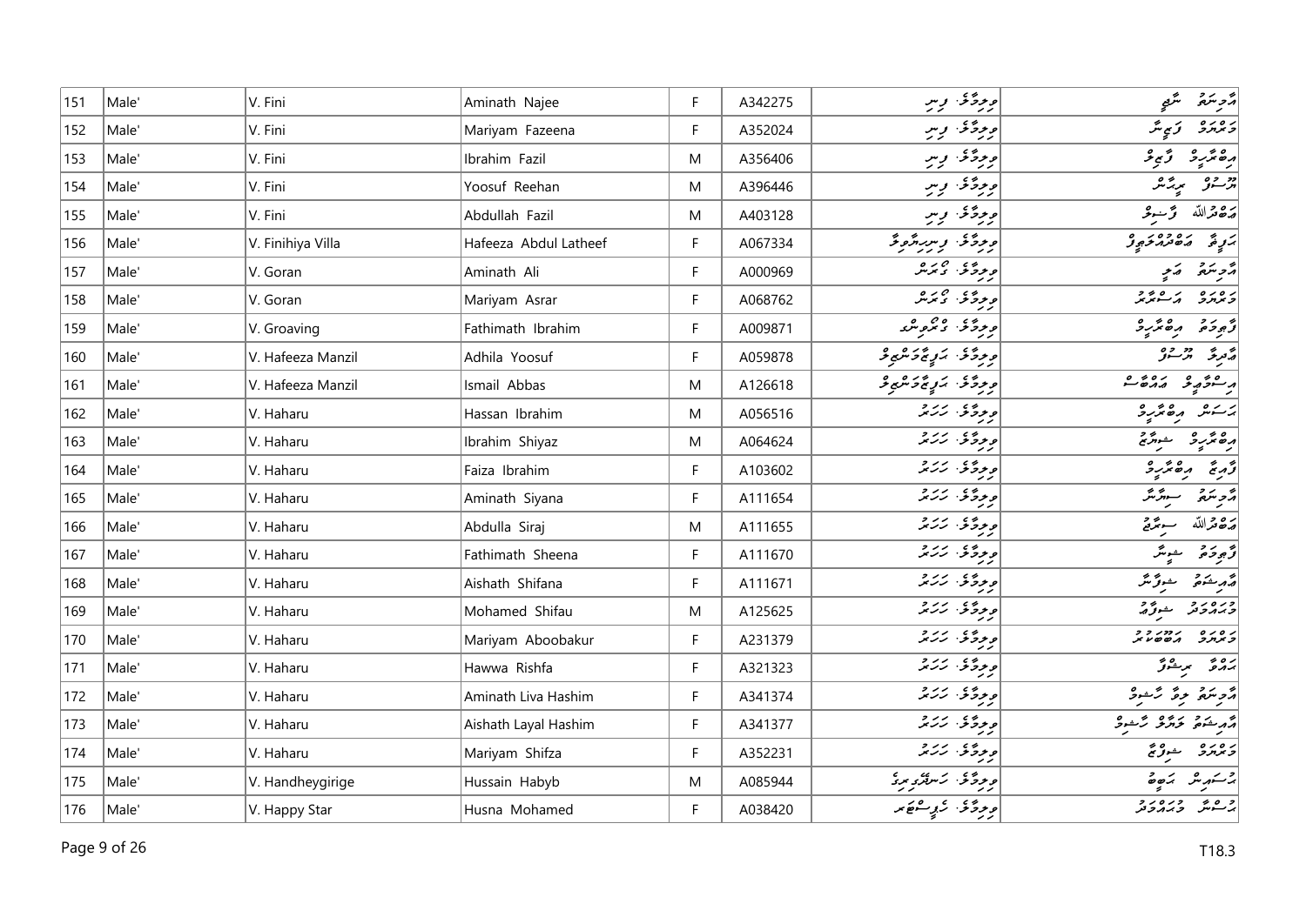| 151 | Male' | V. Fini | Aminath Najee | F | A342275 | ވިލިމާލެ. ވިނި | އާމިނަތު ނާޖީ |
|---|---|---|---|---|---|---|---|
| 152 | Male' | V. Fini | Mariyam Fazeena | F | A352024 | ވިލިމާލެ. ވިނި | މަރިޔަމް ފަޒީނާ |
| 153 | Male' | V. Fini | Ibrahim Fazil | M | A356406 | ވިލިމާލެ. ވިނި | އިބްރާހިމް ފާޒިލް |
| 154 | Male' | V. Fini | Yoosuf Reehan | M | A396446 | ވިލިމާލެ. ވިނި | ޔޫސުފް ރީހާން |
| 155 | Male' | V. Fini | Abdullah Fazil | M | A403128 | ވިލިމާލެ. ވިނި | އަބްދުﷲ ފާޟިލް |
| 156 | Male' | V. Finihiya Villa | Hafeeza Abdul Latheef | F | A067334 | ވިލިމާލެ. ފިނިހިޔާވިލާ | ހަފީޒާ އަބްދުލްލަތީފް |
| 157 | Male' | V. Goran | Aminath Ali | F | A000969 | ވިލިމާލެ. ގޯރަން | އާމިނަތު އަލި |
| 158 | Male' | V. Goran | Mariyam Asrar | F | A068762 | ވިލިމާލެ. ގޯރަން | މަރިޔަމް އަސްރާރު |
| 159 | Male' | V. Groaving | Fathimath Ibrahim | F | A009871 | ވިލިމާލެ. ގްރޯވިންގ | ފާތިމަތު އިބްރާހިމް |
| 160 | Male' | V. Hafeeza Manzil | Adhila Yoosuf | F | A059878 | ވިލިމާލެ. ހަފީޒާމަންޒިލް | އާދިލާ ޔޫސުފް |
| 161 | Male' | V. Hafeeza Manzil | Ismail Abbas | M | A126618 | ވިލިމާލެ. ހަފީޒާމަންޒިލް | އިސްމާއީލް އައްބާސް |
| 162 | Male' | V. Haharu | Hassan Ibrahim | M | A056516 | ވިލިމާލެ. ހަހަރު | ހަސަން އިބްރާހިމް |
| 163 | Male' | V. Haharu | Ibrahim Shiyaz | M | A064624 | ވިލިމާލެ. ހަހަރު | އިބްރާހިމް ޝިޔާޒު |
| 164 | Male' | V. Haharu | Faiza Ibrahim | F | A103602 | ވިލިމާލެ. ހަހަރު | ފާއިޒާ އިބްރާހިމް |
| 165 | Male' | V. Haharu | Aminath Siyana | F | A111654 | ވިލިމާލެ. ހަހަރު | އާމިނަތު ސިޔާނާ |
| 166 | Male' | V. Haharu | Abdulla Siraj | M | A111655 | ވިލިމާލެ. ހަހަރު | އަބްދުﷲ ސިރާޖު |
| 167 | Male' | V. Haharu | Fathimath Sheena | F | A111670 | ވިލިމާލެ. ހަހަރު | ފާތިމަތު ޝީނާ |
| 168 | Male' | V. Haharu | Aishath Shifana | F | A111671 | ވިލިމާލެ. ހަހަރު | އާއިޝަތު ޝިފާނާ |
| 169 | Male' | V. Haharu | Mohamed Shifau | M | A125625 | ވިލިމާލެ. ހަހަރު | މުހައްމަދު ޝިފާއު |
| 170 | Male' | V. Haharu | Mariyam Aboobakur | F | A231379 | ވިލިމާލެ. ހަހަރު | މަރިޔަމް އަބޫބަކުރު |
| 171 | Male' | V. Haharu | Hawwa Rishfa | F | A321323 | ވިލިމާލެ. ހަހަރު | ހައްވާ ރިޝްފާ |
| 172 | Male' | V. Haharu | Aminath Liva Hashim | F | A341374 | ވިލިމާލެ. ހަހަރު | އާމިނަތު ލިވާ ހާޝިމް |
| 173 | Male' | V. Haharu | Aishath Layal Hashim | F | A341377 | ވިލިމާލެ. ހަހަރު | އާއިޝަތު ލަޔާލް ހާޝިމް |
| 174 | Male' | V. Haharu | Mariyam Shifza | F | A352231 | ވިލިމާލެ. ހަހަރު | މަރިޔަމް ޝިފްޒާ |
| 175 | Male' | V. Handheygirige | Hussain Habyb | M | A085944 | ވިލިމާލެ. ހަނދޭގިރިގެ | ހުސައިން ހަބީބު |
| 176 | Male' | V. Happy Star | Husna Mohamed | F | A038420 | ވިލިމާލެ. ހެޕީސްޓާރ | ހުސްނާ މުހައްމަދު |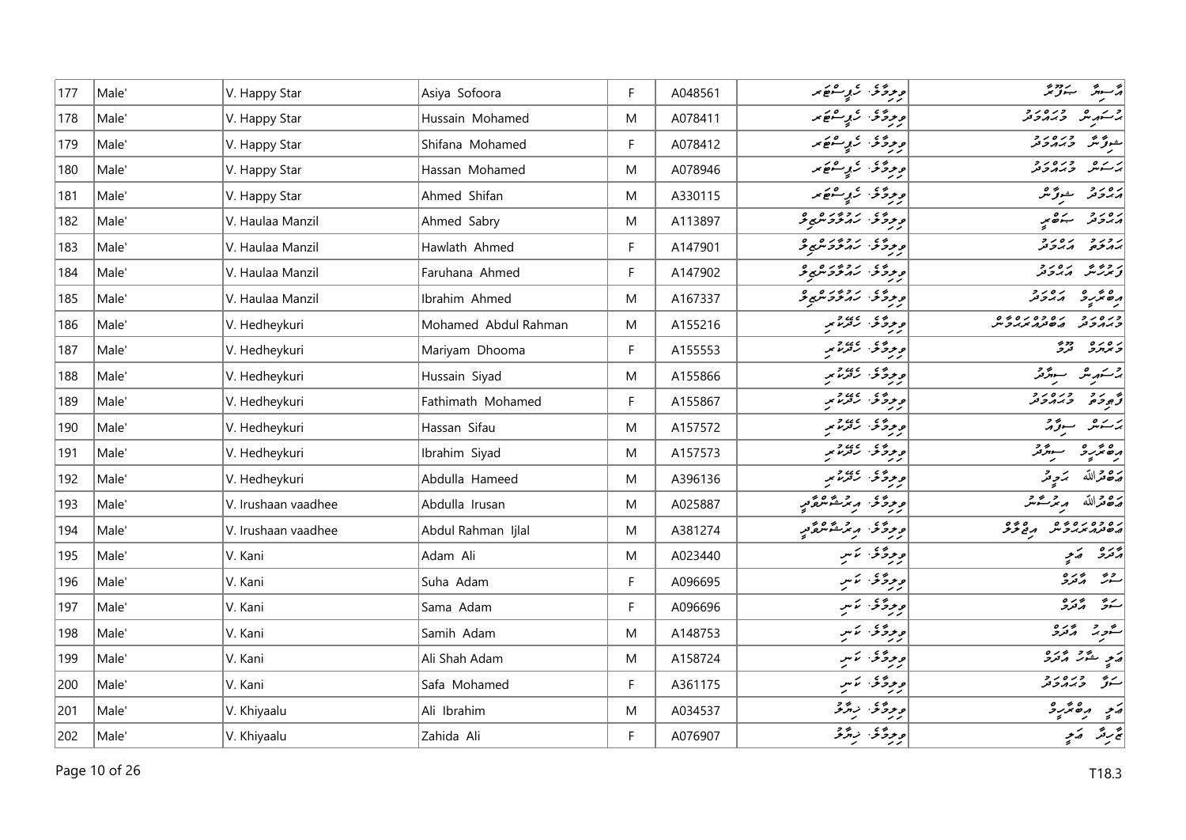| 177 | Male' | V. Happy Star | Asiya Sofoora | F | A048561 | ވިލިމާލެ.ހެޕީސްޓާރ | އާސިޔާ ސަފޫރާ |
|---|---|---|---|---|---|---|---|
| 178 | Male' | V. Happy Star | Hussain Mohamed | M | A078411 | ވިލިމާލެ.ހެޕީސްޓާރ | ހުސައިން މުހައްމަދު |
| 179 | Male' | V. Happy Star | Shifana Mohamed | F | A078412 | ވިލިމާލެ.ހެޕީސްޓާރ | ޝިފާނާ މުހައްމަދު |
| 180 | Male' | V. Happy Star | Hassan Mohamed | M | A078946 | ވިލިމާލެ.ހެޕީސްޓާރ | ހަސަން މުހައްމަދު |
| 181 | Male' | V. Happy Star | Ahmed Shifan | M | A330115 | ވިލިމާލެ.ހެޕީސްޓާރ | އަޙްމަދު ޝިފާން |
| 182 | Male' | V. Haulaa Manzil | Ahmed Sabry | M | A113897 | ވިލިމާލެ.ހައުލާމަންޒިލް | އަޙްމަދު ސަބްރީ |
| 183 | Male' | V. Haulaa Manzil | Hawlath Ahmed | F | A147901 | ވިލިމާލެ. ހައުލާމަންޒިލް | ހައުލަތު އަޙްމަދު |
| 184 | Male' | V. Haulaa Manzil | Faruhana Ahmed | F | A147902 | ވިލިމާލެ. ހައުލާމަންޒިލް | ފަރުހާނާ އަޙްމަދު |
| 185 | Male' | V. Haulaa Manzil | Ibrahim Ahmed | M | A167337 | ވިލިމާލެ. ހައުލާމަންޒިލް | އިބްރާހިމް އަޙްމަދު |
| 186 | Male' | V. Hedheykuri | Mohamed Abdul Rahman | M | A155216 | ވިލިމާލެ. ހެދޭކުރި | މުހައްމަދު އަބްދުއްރަޙްމާން |
| 187 | Male' | V. Hedheykuri | Mariyam Dhooma | F | A155553 | ވިލިމާލެ. ހެދޭކުރި | މަރިޔަމް ދޫމާ |
| 188 | Male' | V. Hedheykuri | Hussain Siyad | M | A155866 | ވިލިމާލެ. ހެދޭކުރި | ހުސައިން ސިޔާދު |
| 189 | Male' | V. Hedheykuri | Fathimath Mohamed | F | A155867 | ވިލިމާލެ. ހެދޭކުރި | ފާތިމަތު މުހައްމަދު |
| 190 | Male' | V. Hedheykuri | Hassan Sifau | M | A157572 | ވިލިމާލެ. ހެދޭކުރި | ހަސަން ސިފާއު |
| 191 | Male' | V. Hedheykuri | Ibrahim Siyad | M | A157573 | ވިލިމާލެ. ހެދޭކުރި | އިބްރާހިމް ސިޔާދު |
| 192 | Male' | V. Hedheykuri | Abdulla Hameed | M | A396136 | ވިލިމާލެ. ހެދޭކުރި | އަބްދުﷲ ހަމީދު |
| 193 | Male' | V. Irushaan vaadhee | Abdulla Irusan | M | A025887 | ވިލިމާލެ. އިރުޝާންވާދީ | އަބްދުﷲ އިރުސާން |
| 194 | Male' | V. Irushaan vaadhee | Abdul Rahman Ijlal | M | A381274 | ވިލިމާލެ. އިރުޝާންވާދީ | އަބްދުއްރަޙްމާން އިޖްލާލް |
| 195 | Male' | V. Kani | Adam Ali | M | A023440 | ވިލިމާލެ. ކަނި | އާދަމް އަލި |
| 196 | Male' | V. Kani | Suha Adam | F | A096695 | ވިލިމާލެ. ކަނި | ސުހާ އާދަމް |
| 197 | Male' | V. Kani | Sama Adam | F | A096696 | ވިލިމާލެ. ކަނި | ސަމާ އާދަމް |
| 198 | Male' | V. Kani | Samih Adam | M | A148753 | ވިލިމާލެ. ކަނި | ސާމިހު އާދަމް |
| 199 | Male' | V. Kani | Ali Shah Adam | M | A158724 | ވިލިމާލެ. ކަނި | އަލި ޝާހް އާދަމް |
| 200 | Male' | V. Kani | Safa Mohamed | F | A361175 | ވިލިމާލެ. ކަނި | ސަފާ މުހައްމަދު |
| 201 | Male' | V. Khiyaalu | Ali Ibrahim | M | A034537 | ވިލިމާލެ. ޚިޔާލު | އަލި އިބްރާހިމް |
| 202 | Male' | V. Khiyaalu | Zahida Ali | F | A076907 | ވިލިމާލެ. ޚިޔާލު | ޒާހިދާ އަލި |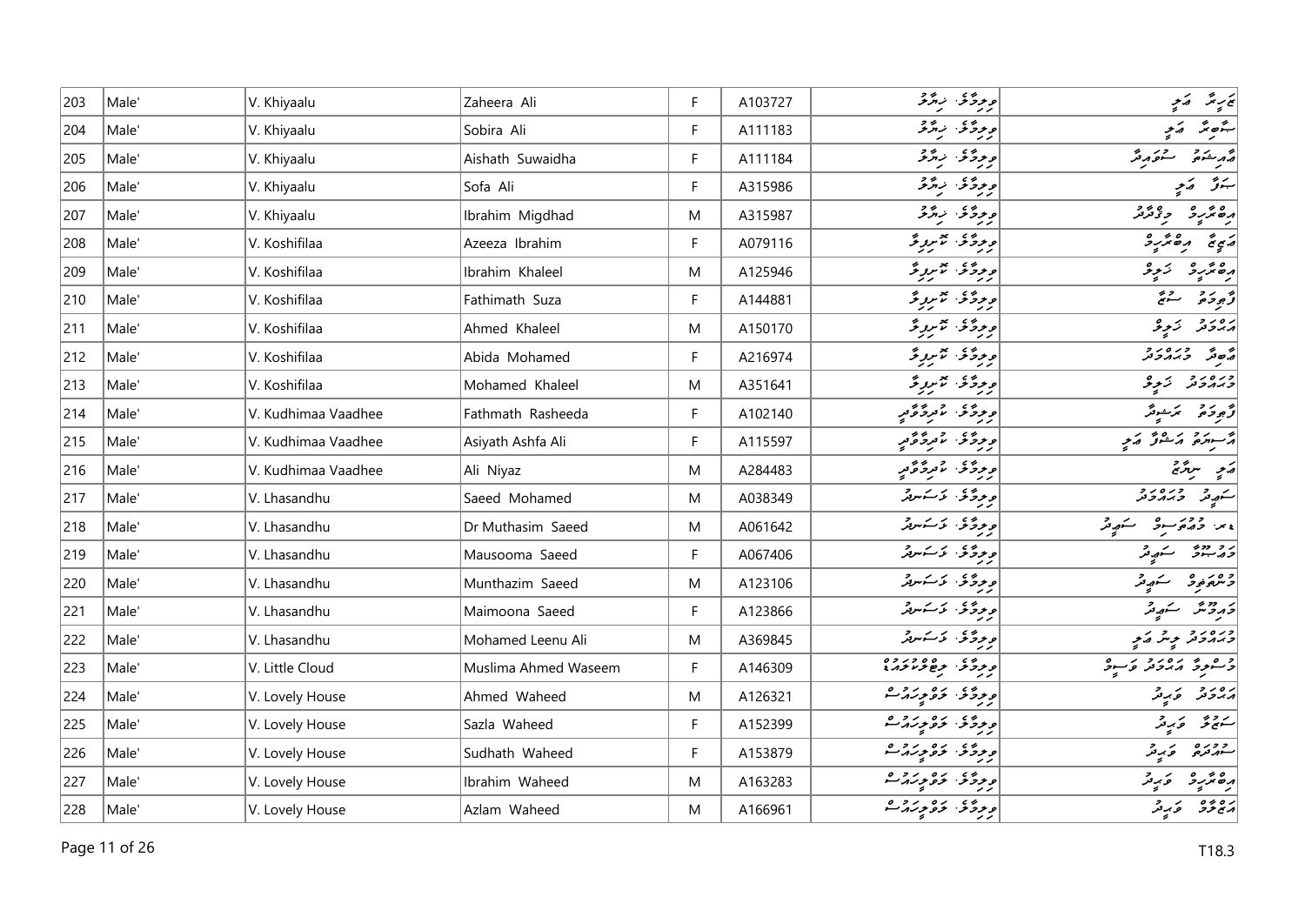| 203 | Male' | V. Khiyaalu | Zaheera Ali | F | A103727 | ވިލިމާލެ. ޚިޔާލު | ޒަހީރާ އަލީ |
|---|---|---|---|---|---|---|---|
| 204 | Male' | V. Khiyaalu | Sobira Ali | F | A111183 | ވިލިމާލެ. ޚިޔާލު | ސާބިރާ އަލީ |
| 205 | Male' | V. Khiyaalu | Aishath Suwaidha | F | A111184 | ވިލިމާލެ. ޚިޔާލު | އައިޝަތު ސުވައިދާ |
| 206 | Male' | V. Khiyaalu | Sofa Ali | F | A315986 | ވިލިމާލެ. ޚިޔާލު | ސޯފާ އަލީ |
| 207 | Male' | V. Khiyaalu | Ibrahim Migdhad | M | A315987 | ވިލިމާލެ. ޚިޔާލު | އިބްރާހީމް މިގްދާދު |
| 208 | Male' | V. Koshifilaa | Azeeza Ibrahim | F | A079116 | ވިލިމާލެ. ކޯށިފިލާ | އަޒީޒާ އިބްރާހީމް |
| 209 | Male' | V. Koshifilaa | Ibrahim Khaleel | M | A125946 | ވިލިމާލެ. ކޯށިފިލާ | އިބްރާހީމް ޚަލީލް |
| 210 | Male' | V. Koshifilaa | Fathimath Suza | F | A144881 | ވިލިމާލެ. ކޯށިފިލާ | ފާތިމަތު ސުޒާ |
| 211 | Male' | V. Koshifilaa | Ahmed Khaleel | M | A150170 | ވިލިމާލެ. ކޯށިފިލާ | އަޙްމަދު ޚަލީލް |
| 212 | Male' | V. Koshifilaa | Abida Mohamed | F | A216974 | ވިލިމާލެ. ކޯށިފިލާ | އާބިދާ މުޙައްމަދު |
| 213 | Male' | V. Koshifilaa | Mohamed Khaleel | M | A351641 | ވިލިމާލެ. ކޯށިފިލާ | މުޙައްމަދު ޚަލީލް |
| 214 | Male' | V. Kudhimaa Vaadhee | Fathmath Rasheeda | F | A102140 | ވިލިމާލެ. ކުދިމާވާދީ | ފާތިމަތު ރަޝީދާ |
| 215 | Male' | V. Kudhimaa Vaadhee | Asiyath Ashfa Ali | F | A115597 | ވިލިމާލެ. ކުދިމާވާދީ | އާސިޔަތު އަޝްފާ އަލީ |
| 216 | Male' | V. Kudhimaa Vaadhee | Ali Niyaz | M | A284483 | ވިލިމާލެ. ކުދިމާވާދީ | އަލީ ނިޔާޒު |
| 217 | Male' | V. Lhasandhu | Saeed Mohamed | M | A038349 | ވިލިމާލެ. ޅަސަނދު | ސަޢީދު މުޙައްމަދު |
| 218 | Male' | V. Lhasandhu | Dr Muthasim Saeed | M | A061642 | ވިލިމާލެ. ޅަސަނދު | ޑރ. މުޢުތަޞިމް ސަޢީދު |
| 219 | Male' | V. Lhasandhu | Mausooma Saeed | F | A067406 | ވިލިމާލެ. ޅަސަނދު | މައުޞޫމާ ސަޢީދު |
| 220 | Male' | V. Lhasandhu | Munthazim Saeed | M | A123106 | ވިލިމާލެ. ޅަސަނދު | މުންތަޒިމް ސަޢީދު |
| 221 | Male' | V. Lhasandhu | Maimoona Saeed | F | A123866 | ވިލިމާލެ. ޅަސަނދު | މައިމޫނާ ސަޢީދު |
| 222 | Male' | V. Lhasandhu | Mohamed Leenu Ali | M | A369845 | ވިލިމާލެ. ޅަސަނދު | މުޙައްމަދު ލީނު އަލީ |
| 223 | Male' | V. Little Cloud | Muslima Ahmed Waseem | F | A146309 | ވިލިމާލެ. ލިޓްލްކްލައުޑް | މުސްލިމާ އަޙްމަދު ވަސީމް |
| 224 | Male' | V. Lovely House | Ahmed Waheed | M | A126321 | ވިލިމާލެ. ލަވްލީހައުސް | އަޙްމަދު ވަޙީދު |
| 225 | Male' | V. Lovely House | Sazla Waheed | F | A152399 | ވިލިމާލެ. ލަވްލީހައުސް | ސަޒްލާ ވަޙީދު |
| 226 | Male' | V. Lovely House | Sudhath Waheed | F | A153879 | ވިލިމާލެ. ލަވްލީހައުސް | ސުދްރަތު ވަޙީދު |
| 227 | Male' | V. Lovely House | Ibrahim Waheed | M | A163283 | ވިލިމާލެ. ލަވްލީހައުސް | އިބްރާހީމް ވަޙީދު |
| 228 | Male' | V. Lovely House | Azlam Waheed | M | A166961 | ވިލިމާލެ. ލަވްލީހައުސް | އަޒްލަމް ވަޙީދު |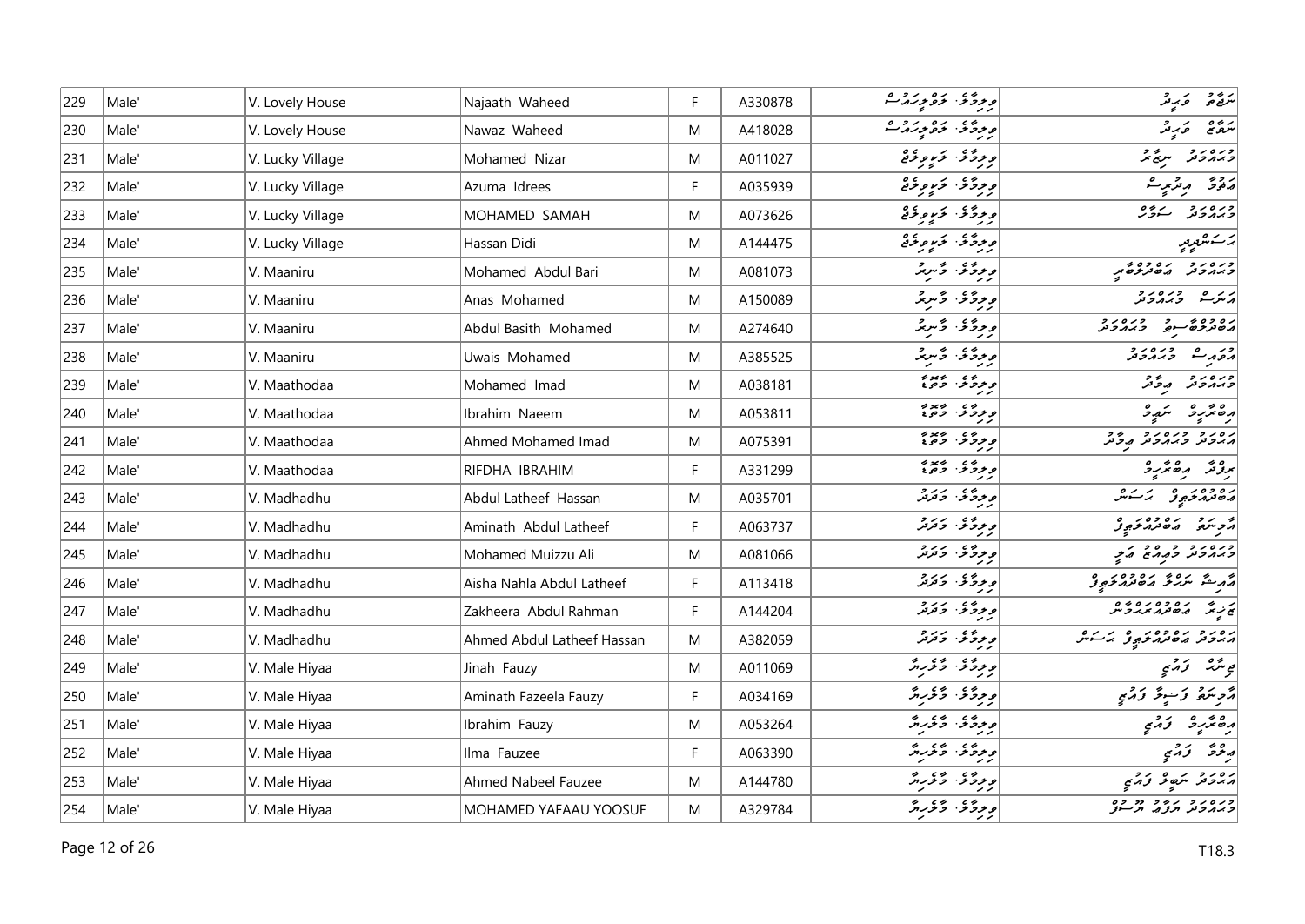| 229 | Male' | V. Lovely House | Najaath Waheed | F | A330878 | ވިލިގިލި. ލަވްލީހައުސް | ނަޖާތު ވަޙީދު |
|---|---|---|---|---|---|---|---|
| 230 | Male' | V. Lovely House | Nawaz Waheed | M | A418028 | ވިލިގިލި. ލަވްލީހައުސް | ނަވާޒު ވަޙީދު |
| 231 | Male' | V. Lucky Village | Mohamed Nizar | M | A011027 | ވިލިގިލި. ލަކީވިލެޖް | މުޙައްމަދު ނިޒާރު |
| 232 | Male' | V. Lucky Village | Azuma Idrees | F | A035939 | ވިލިގިލި. ލަކީވިލެޖް | އަޒުމާ އިދުރީސް |
| 233 | Male' | V. Lucky Village | MOHAMED SAMAH | M | A073626 | ވިލިގިލި. ލަކީވިލެޖް | މުޙައްމަދު ސަމާޙް |
| 234 | Male' | V. Lucky Village | Hassan Didi | M | A144475 | ވިލިގިލި. ލަކީވިލެޖް | ހަސަންދީދީ |
| 235 | Male' | V. Maaniru | Mohamed Abdul Bari | M | A081073 | ވިލިގިލި. މާނިރު | މުޙައްމަދު އަބްދުލްބާރީ |
| 236 | Male' | V. Maaniru | Anas Mohamed | M | A150089 | ވިލިގިލި. މާނިރު | އަނަސް މުޙައްމަދު |
| 237 | Male' | V. Maaniru | Abdul Basith Mohamed | M | A274640 | ވިލިގިލި. މާނިރު | އަބްދުލްބާސިތު މުޙައްމަދު |
| 238 | Male' | V. Maaniru | Uwais Mohamed | M | A385525 | ވިލިގިލި. މާނިރު | އުވައިސް މުޙައްމަދު |
| 239 | Male' | V. Maathodaa | Mohamed Imad | M | A038181 | ވިލިގިލި. މާތޮޑާ | މުޙައްމަދު އިމާދު |
| 240 | Male' | V. Maathodaa | Ibrahim Naeem | M | A053811 | ވިލިގިލި. މާތޮޑާ | އިބްރާހީމް ނައީމް |
| 241 | Male' | V. Maathodaa | Ahmed Mohamed Imad | M | A075391 | ވިލިގިލި. މާތޮޑާ | އަޙްމަދު މުޙައްމަދު އިމާދު |
| 242 | Male' | V. Maathodaa | RIFDHA IBRAHIM | F | A331299 | ވިލިގިލި. މާތޮޑާ | ރިފްދާ އިބްރާހީމް |
| 243 | Male' | V. Madhadhu | Abdul Latheef Hassan | M | A035701 | ވިލިގިލި. މަދަދު | އަބްދުއްލަޠީފް ހަސަން |
| 244 | Male' | V. Madhadhu | Aminath Abdul Latheef | F | A063737 | ވިލިގިލި. މަދަދު | އާމިނަތު އަބްދުއްލަޠީފް |
| 245 | Male' | V. Madhadhu | Mohamed Muizzu Ali | M | A081066 | ވިލިގިލި. މަދަދު | މުޙައްމަދު މުޢިއްޒު ޢަލީ |
| 246 | Male' | V. Madhadhu | Aisha Nahla Abdul Latheef | F | A113418 | ވިލިގިލި. މަދަދު | އާއިޝާ ނަހްލާ އަބްދުއްލަޠީފް |
| 247 | Male' | V. Madhadhu | Zakheera Abdul Rahman | F | A144204 | ވިލިގިލި. މަދަދު | ޒަކީރާ އަބްދުއްރަޙްމާން |
| 248 | Male' | V. Madhadhu | Ahmed Abdul Latheef Hassan | M | A382059 | ވިލިގިލި. މަދަދު | އަޙްމަދު އަބްދުއްލަޠީފް ހަސަން |
| 249 | Male' | V. Male Hiyaa | Jinah Fauzy | M | A011069 | ވިލިގިލި. މާލެހިޔާ | ޖިނާހް ފައުޒީ |
| 250 | Male' | V. Male Hiyaa | Aminath Fazeela Fauzy | F | A034169 | ވިލިގިލި. މާލެހިޔާ | އާމިނަތު ފަޟީލާ ފައުޒީ |
| 251 | Male' | V. Male Hiyaa | Ibrahim Fauzy | M | A053264 | ވިލިގިލި. މާލެހިޔާ | އިބްރާހީމް ފައުޒީ |
| 252 | Male' | V. Male Hiyaa | Ilma Fauzee | F | A063390 | ވިލިގިލި. މާލެހިޔާ | އިލްމާ ފައުޒީ |
| 253 | Male' | V. Male Hiyaa | Ahmed Nabeel Fauzee | M | A144780 | ވިލިގިލި. މާލެހިޔާ | އަޙްމަދު ނަބީލް ފައުޒީ |
| 254 | Male' | V. Male Hiyaa | MOHAMED YAFAAU YOOSUF | M | A329784 | ވިލިގިލި. މާލެހިޔާ | މުޙައްމަދު ޔަފާއު ޔޫސުފް |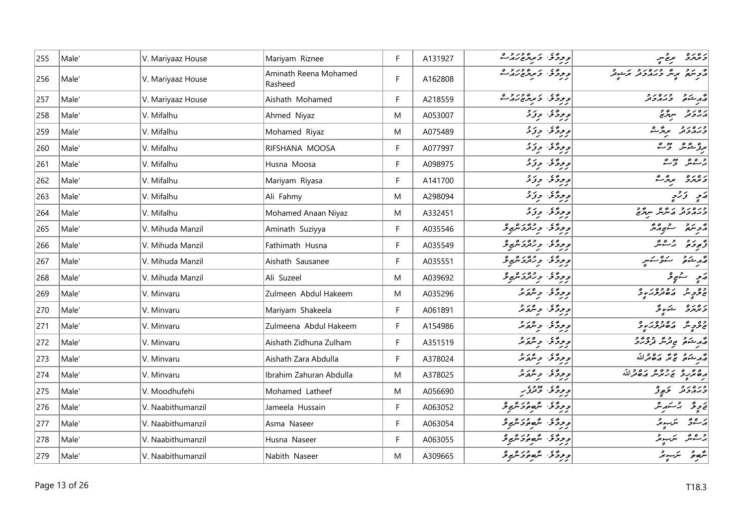| 255 | Male' | V. Mariyaaz House | Mariyam Riznee | F | A131927 | ވިލިމާލެ. މަރިޔާޒްހައުސް | މަރިޔަމް ރިޒްނީ |
|---|---|---|---|---|---|---|---|
| 256 | Male' | V. Mariyaaz House | Aminath Reena Mohamed Rasheed | F | A162808 | ވިލިމާލެ. މަރިޔާޒްހައުސް | އާމިނަތު ރީނާ މުހައްމަދު ރަޝީދު |
| 257 | Male' | V. Mariyaaz House | Aishath Mohamed | F | A218559 | ވިލިމާލެ. މަރިޔާޒްހައުސް | އާއިޝަތު މުހައްމަދު |
| 258 | Male' | V. Mifalhu | Ahmed Niyaz | M | A053007 | ވިލިމާލެ. މިފަޅު | އަހްމަދު ނިޔާޒު |
| 259 | Male' | V. Mifalhu | Mohamed Riyaz | M | A075489 | ވިލިމާލެ. މިފަޅު | މުހައްމަދު ރިޔާޒް |
| 260 | Male' | V. Mifalhu | RIFSHANA MOOSA | F | A077997 | ވިލިމާލެ. މިފަޅު | ރިފްޝާނާ މޫސާ |
| 261 | Male' | V. Mifalhu | Husna Moosa | F | A098975 | ވިލިމާލެ. މިފަޅު | ހުސްނާ މޫސާ |
| 262 | Male' | V. Mifalhu | Mariyam Riyasa | F | A141700 | ވިލިމާލެ. މިފަޅު | މަރިޔަމް ރިޔާސާ |
| 263 | Male' | V. Mifalhu | Ali Fahmy | M | A298094 | ވިލިމާލެ. މިފަޅު | އަލި ފަހުމީ |
| 264 | Male' | V. Mifalhu | Mohamed Anaan Niyaz | M | A332451 | ވިލިމާލެ. މިފަޅު | މުހައްމަދު އަނާން ނިޔާޒު |
| 265 | Male' | V. Mihuda Manzil | Aminath Suziyya | F | A035546 | ވިލިމާލެ. މިހުދާމަންޒިލް | އާމިނަތު ސުޒިއްޔާ |
| 266 | Male' | V. Mihuda Manzil | Fathimath Husna | F | A035549 | ވިލިމާލެ. މިހުދާމަންޒިލް | ފާތިމަތު ހުސްނާ |
| 267 | Male' | V. Mihuda Manzil | Aishath Sausanee | F | A035551 | ވިލިމާލެ. މިހުދާމަންޒިލް | އާއިޝަތު ސައުސަނީ |
| 268 | Male' | V. Mihuda Manzil | Ali Suzeel | M | A039692 | ވިލިމާލެ. މިހުދާމަންޒިލް | އަލި ސުޒީލް |
| 269 | Male' | V. Minvaru | Zulmeen Abdul Hakeem | M | A035296 | ވިލިމާލެ. މިންވަރު | ޒުލްމީން އަބްދުލްހަކީމް |
| 270 | Male' | V. Minvaru | Mariyam Shakeela | F | A061891 | ވިލިމާލެ. މިންވަރު | މަރިޔަމް ޝަކީލާ |
| 271 | Male' | V. Minvaru | Zulmeena Abdul Hakeem | F | A154986 | ވިލިމާލެ. މިންވަރު | ޒުލްމީނާ އަބްދުލްހަކީމް |
| 272 | Male' | V. Minvaru | Aishath Zidhuna Zulham | F | A351519 | ވިލިމާލެ. މިންވަރު | އާއިޝަތު ޒިދުނާ ޒުލްހާމް |
| 273 | Male' | V. Minvaru | Aishath Zara Abdulla | F | A378024 | ވިލިމާލެ. މިންވަރު | އާއިޝަތު ޒާރާ އަބްދުﷲ |
| 274 | Male' | V. Minvaru | Ibrahim Zahuran Abdulla | M | A378025 | ވިލިމާލެ. މިންވަރު | އިބްރާހީމް ޒަހުރާން އަބްދުﷲ |
| 275 | Male' | V. Moodhufehi | Mohamed Latheef | M | A056690 | ވިލިމާލެ. މޫދުފެހި | މުހައްމަދު ލަތީފް |
| 276 | Male' | V. Naabithumanzil | Jameela Hussain | F | A063052 | ވިލިމާލެ. ނާބިތުމަންޒިލް | ޖަމީލާ ހުސައިން |
| 277 | Male' | V. Naabithumanzil | Asma Naseer | F | A063054 | ވިލިމާލެ. ނާބިތުމަންޒިލް | އަސްމާ ނަސީރު |
| 278 | Male' | V. Naabithumanzil | Husna Naseer | F | A063055 | ވިލިމާލެ. ނާބިތުމަންޒިލް | ހުސްނާ ނަސީރު |
| 279 | Male' | V. Naabithumanzil | Nabith Naseer | M | A309665 | ވިލިމާލެ. ނާބިތުމަންޒިލް | ނާބިތު ނަސީރު |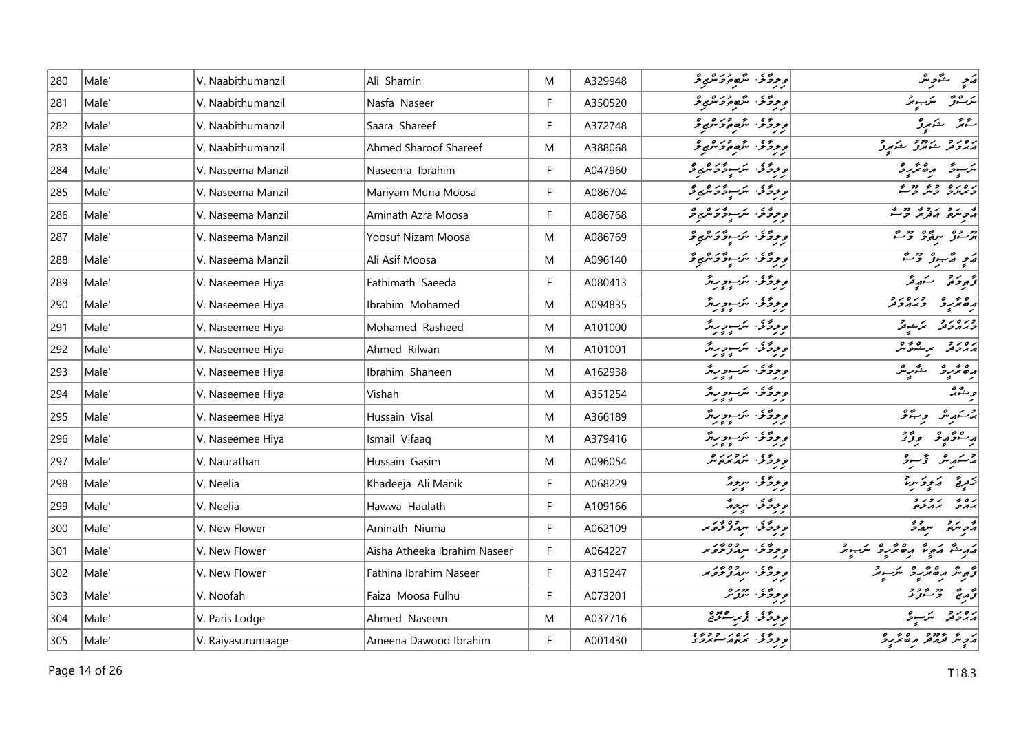| 280 | Male' | V. Naabithumanzil | Ali Shamin | M | A329948 | ވިލިމާލެ. ނާބިތުމަންޒިލް | އަލި ޝާމިން |
|---|---|---|---|---|---|---|---|
| 281 | Male' | V. Naabithumanzil | Nasfa Naseer | F | A350520 | ވިލިމާލެ. ނާބިތުމަންޒިލް | ނަސްފާ ނަސީރު |
| 282 | Male' | V. Naabithumanzil | Saara Shareef | F | A372748 | ވިލިމާލެ. ނާބިތުމަންޒިލް | ސާރާ ޝަރީފު |
| 283 | Male' | V. Naabithumanzil | Ahmed Sharoof Shareef | M | A388068 | ވިލިމާލެ. ނާބިތުމަންޒިލް | އަހްމަދު ޝަރޫފު ޝަރީފު |
| 284 | Male' | V. Naseema Manzil | Naseema Ibrahim | F | A047960 | ވިލިމާލެ. ނަސީމާމަންޒިލް | ނަސީމާ އިބްރާހީމް |
| 285 | Male' | V. Naseema Manzil | Mariyam Muna Moosa | F | A086704 | ވިލިމާލެ. ނަސީމާމަންޒިލް | މަރިޔަމް މުނާ މޫސާ |
| 286 | Male' | V. Naseema Manzil | Aminath Azra Moosa | F | A086768 | ވިލިމާލެ. ނަސީމާމަންޒިލް | އާމިނަތު އަޒުރާ މޫސާ |
| 287 | Male' | V. Naseema Manzil | Yoosuf Nizam Moosa | M | A086769 | ވިލިމާލެ. ނަސީމާމަންޒިލް | ޔޫސުފު ނިޒާމް މޫސާ |
| 288 | Male' | V. Naseema Manzil | Ali Asif Moosa | M | A096140 | ވިލިމާލެ. ނަސީމާމަންޒިލް | އަލި އާސިފު މޫސާ |
| 289 | Male' | V. Naseemee Hiya | Fathimath Saeeda | F | A080413 | ވިލިމާލެ. ނަސީމީހިޔާ | ފާތިމަތު ސަޢީދާ |
| 290 | Male' | V. Naseemee Hiya | Ibrahim Mohamed | M | A094835 | ވިލިމާލެ. ނަސީމީހިޔާ | އިބްރާހީމް މުހައްމަދު |
| 291 | Male' | V. Naseemee Hiya | Mohamed Rasheed | M | A101000 | ވިލިމާލެ. ނަސީމީހިޔާ | މުހައްމަދު ރަޝީދު |
| 292 | Male' | V. Naseemee Hiya | Ahmed Rilwan | M | A101001 | ވިލިމާލެ. ނަސީމީހިޔާ | އަހްމަދު ރިލްވާން |
| 293 | Male' | V. Naseemee Hiya | Ibrahim Shaheen | M | A162938 | ވިލިމާލެ. ނަސީމީހިޔާ | އިބްރާހީމް ޝާހީން |
| 294 | Male' | V. Naseemee Hiya | Vishah | M | A351254 | ވިލިމާލެ. ނަސީމީހިޔާ | ވިޝާހް |
| 295 | Male' | V. Naseemee Hiya | Hussain Visal | M | A366189 | ވިލިމާލެ. ނަސީމީހިޔާ | ހުސައިން ވިސާލް |
| 296 | Male' | V. Naseemee Hiya | Ismail Vifaaq | M | A379416 | ވިލިމާލެ. ނަސީމީހިޔާ | އިސްމާޢީލް ވިފާޤު |
| 297 | Male' | V. Naurathan | Hussain Gasim | M | A096054 | ވިލިމާލެ. ނައުރަތަން | ހުސައިން ގާސިމު |
| 298 | Male' | V. Neelia | Khadeeja Ali Manik | F | A068229 | ވިލިމާލެ. ނީލިއާ | ޚަދީޖާ އަލިމަނިކު |
| 299 | Male' | V. Neelia | Hawwa Haulath | F | A109166 | ވިލިމާލެ. ނީލިއާ | ހައްވާ ހައުލަތު |
| 300 | Male' | V. New Flower | Aminath Niuma | F | A062109 | ވިލިމާލެ. ނިއުފްލަވަރ | އާމިނަތު ނިޢުމާ |
| 301 | Male' | V. New Flower | Aisha Atheeka Ibrahim Naseer | F | A064227 | ވިލިމާލެ. ނިއުފްލަވަރ | އައިޝާ އަތީޤާ އިބްރާހީމް ނަސީރު |
| 302 | Male' | V. New Flower | Fathina Ibrahim Naseer | F | A315247 | ވިލިމާލެ. ނިއުފްލަވަރ | ފާތިނާ އިބްރާހީމް ނަސީރު |
| 303 | Male' | V. Noofah | Faiza Moosa Fulhu | F | A073201 | ވިލިމާލެ. ނޫފަހް | ފާއިޒާ މޫސާފުޅު |
| 304 | Male' | V. Paris Lodge | Ahmed Naseem | M | A037716 | ވިލިމާލެ. ޕެރިސްލޮޖް | އަހްމަދު ނަސީމް |
| 305 | Male' | V. Raiyasurumaage | Ameena Dawood Ibrahim | F | A001430 | ވިލިމާލެ. ރައްޔަސުރުމާގެ | އަމީނާ ދާއޫދު އިބްރާހީމް |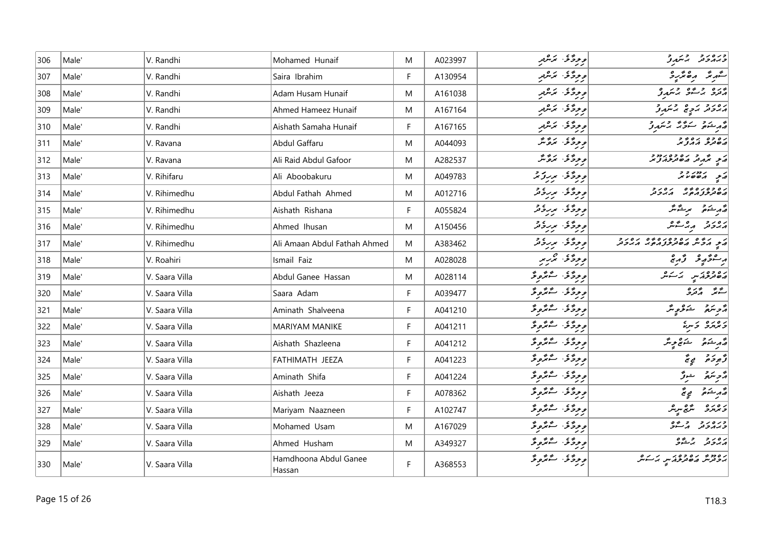| 306 | Male' | V. Randhi | Mohamed Hunaif | M | A023997 | ވިލިމާލެ. ރަންދި | މުހައްމަދު ހުނައިފު |
|---|---|---|---|---|---|---|---|
| 307 | Male' | V. Randhi | Saira Ibrahim | F | A130954 | ވިލިމާލެ. ރަންދި | ސާއިރާ އިބްރާހީމް |
| 308 | Male' | V. Randhi | Adam Husam Hunaif | M | A161038 | ވިލިމާލެ. ރަންދި | އާދަމް ހުސާމް ހުނައިފު |
| 309 | Male' | V. Randhi | Ahmed Hameez Hunaif | M | A167164 | ވިލިމާލެ. ރަންދި | އަޙްމަދު ހަމީޒް ހުނައިފު |
| 310 | Male' | V. Randhi | Aishath Samaha Hunaif | F | A167165 | ވިލިމާލެ. ރަންދި | އައިޝަތު ސަމާހާ ހުނައިފު |
| 311 | Male' | V. Ravana | Abdul Gaffaru | M | A044093 | ވިލިމާލެ. ރަވަނާ | އަބްދުލް ޣައްފާރު |
| 312 | Male' | V. Ravana | Ali Raid Abdul Gafoor | M | A282537 | ވިލިމާލެ. ރަވަނާ | އަލި ރާއިދު އަބްދުލްޣަފޫރު |
| 313 | Male' | V. Rihifaru | Ali Aboobakuru | M | A049783 | ވިލިމާލެ. ރިހިފަރު | އަލި އަބޫބަކުރު |
| 314 | Male' | V. Rihimedhu | Abdul Fathah Ahmed | M | A012716 | ވިލިމާލެ. ރިހިމެދު | އަބްދުލްފައްތާހު އަޙްމަދު |
| 315 | Male' | V. Rihimedhu | Aishath Rishana | F | A055824 | ވިލިމާލެ. ރިހިމެދު | އައިޝަތު ރިޝާނާ |
| 316 | Male' | V. Rihimedhu | Ahmed Ihusan | M | A150456 | ވިލިމާލެ. ރިހިމެދު | އަޙްމަދު އިހުސާން |
| 317 | Male' | V. Rihimedhu | Ali Amaan Abdul Fathah Ahmed | M | A383462 | ވިލިމާލެ. ރިހިމެދު | އަލި އަމާން އަބްދުލްފައްތާހު އަޙްމަދު |
| 318 | Male' | V. Roahiri | Ismail Faiz | M | A028028 | ވިލިމާލެ. ރޯހިރި | އިސްމާއިލް ފާއިޒް |
| 319 | Male' | V. Saara Villa | Abdul Ganee Hassan | M | A028114 | ވިލިމާލެ. ސާރާވިލާ | އަބްދުލްޣަނީ ޙަސަން |
| 320 | Male' | V. Saara Villa | Saara Adam | F | A039477 | ވިލިމާލެ. ސާރާވިލާ | ސާރާ އާދަމް |
| 321 | Male' | V. Saara Villa | Aminath Shalveena | F | A041210 | ވިލިމާލެ. ސާރާވިލާ | އާމިނަތު ޝަލްވީނާ |
| 322 | Male' | V. Saara Villa | MARIYAM MANIKE | F | A041211 | ވިލިމާލެ. ސާރާވިލާ | މަރިޔަމް މަނިކެ |
| 323 | Male' | V. Saara Villa | Aishath Shazleena | F | A041212 | ވިލިމާލެ. ސާރާވިލާ | އައިޝަތު ޝަޒްލީނާ |
| 324 | Male' | V. Saara Villa | FATHIMATH JEEZA | F | A041223 | ވިލިމާލެ. ސާރާވިލާ | ފާތިމަތު ޖީޒާ |
| 325 | Male' | V. Saara Villa | Aminath Shifa | F | A041224 | ވިލިމާލެ. ސާރާވިލާ | އާމިނަތު ޝިފާ |
| 326 | Male' | V. Saara Villa | Aishath Jeeza | F | A078362 | ވިލިމާލެ. ސާރާވިލާ | އައިޝަތު ޖީޒާ |
| 327 | Male' | V. Saara Villa | Mariyam Naazneen | F | A102747 | ވިލިމާލެ. ސާރާވިލާ | މަރިޔަމް ނާޒްނީން |
| 328 | Male' | V. Saara Villa | Mohamed Usam | M | A167029 | ވިލިމާލެ. ސާރާވިލާ | މުހައްމަދު އުސާމް |
| 329 | Male' | V. Saara Villa | Ahmed Husham | M | A349327 | ވިލިމާލެ. ސާރާވިލާ | އަޙްމަދު ހުޝާމް |
| 330 | Male' | V. Saara Villa | Hamdhoona Abdul Ganee Hassan | F | A368553 | ވިލިމާލެ. ސާރާވިލާ | ހަމްދޫނާ އަބްދުލްޣަނީ ޙަސަން |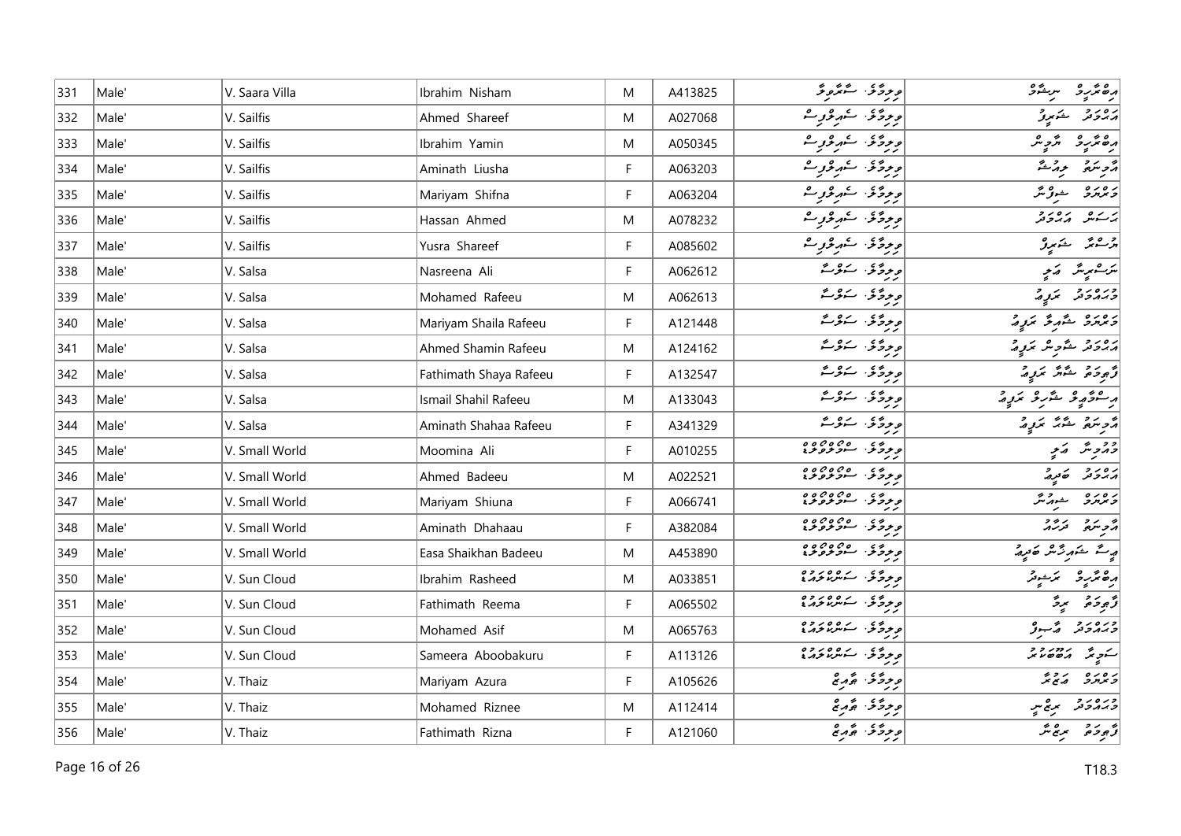| 331 | Male' | V. Saara Villa | Ibrahim Nisham | M | A413825 | ވިވިމާލެ. ސާރާވިލާ | އިބްރާހީމް ނިޝާމް |
|---|---|---|---|---|---|---|---|
| 332 | Male' | V. Sailfis | Ahmed Shareef | M | A027068 | ވިވިމާލެ. ސެއިލްފިސް | އަޙްމަދު ޝަރީފު |
| 333 | Male' | V. Sailfis | Ibrahim Yamin | M | A050345 | ވިވިމާލެ. ސެއިލްފިސް | އިބްރާހީމް ޔާމިން |
| 334 | Male' | V. Sailfis | Aminath Liusha | F | A063203 | ވިވިމާލެ. ސެއިލްފިސް | އާމިނަތު ލިއުޝާ |
| 335 | Male' | V. Sailfis | Mariyam Shifna | F | A063204 | ވިވިމާލެ. ސެއިލްފިސް | މަރިޔަމް ޝިފްނާ |
| 336 | Male' | V. Sailfis | Hassan Ahmed | M | A078232 | ވިވިމާލެ. ސެއިލްފިސް | ހަސަން އަޙްމަދު |
| 337 | Male' | V. Sailfis | Yusra Shareef | F | A085602 | ވިވިމާލެ. ސެއިލްފިސް | ޔުސްރާ ޝަރީފު |
| 338 | Male' | V. Salsa | Nasreena Ali | F | A062612 | ވިވިމާލެ. ސަލްސާ | ނަސްރީނާ އަލި |
| 339 | Male' | V. Salsa | Mohamed Rafeeu | M | A062613 | ވިވިމާލެ. ސަލްސާ | މުޙައްމަދު ރަފީއު |
| 340 | Male' | V. Salsa | Mariyam Shaila Rafeeu | F | A121448 | ވިވިމާލެ. ސަލްސާ | މަރިޔަމް ޝާއިލާ ރަފީއު |
| 341 | Male' | V. Salsa | Ahmed Shamin Rafeeu | M | A124162 | ވިވިމާލެ. ސަލްސާ | އަޙްމަދު ޝާމިން ރަފީއު |
| 342 | Male' | V. Salsa | Fathimath Shaya Rafeeu | F | A132547 | ވިވިމާލެ. ސަލްސާ | ފާތިމަތު ޝާޔާ ރަފީއު |
| 343 | Male' | V. Salsa | Ismail Shahil Rafeeu | M | A133043 | ވިވިމާލެ. ސަލްސާ | އިސްމާއީލް ޝާހިލް ރަފީއު |
| 344 | Male' | V. Salsa | Aminath Shahaa Rafeeu | F | A341329 | ވިވިމާލެ. ސަލްސާ | އާމިނަތު ޝަހާ ރަފީއު |
| 345 | Male' | V. Small World | Moomina Ali | F | A010255 | ވިވިމާލެ. ސްމޯލްވޯލްޑް | މޫމިނާ އަލި |
| 346 | Male' | V. Small World | Ahmed Badeeu | M | A022521 | ވިވިމާލެ. ސްމޯލްވޯލްޑް | އަޙްމަދު ބަދީއު |
| 347 | Male' | V. Small World | Mariyam Shiuna | F | A066741 | ވިވިމާލެ. ސްމޯލްވޯލްޑް | މަރިޔަމް ޝިއުނާ |
| 348 | Male' | V. Small World | Aminath Dhahaau | F | A382084 | ވިވިމާލެ. ސްމޯލްވޯލްޑް | އާމިނަތު ދަހާއު |
| 349 | Male' | V. Small World | Easa Shaikhan Badeeu | M | A453890 | ވިވިމާލެ. ސްމޯލްވޯލްޑް | އީސާ ޝައިޚާން ބަދީއު |
| 350 | Male' | V. Sun Cloud | Ibrahim Rasheed | M | A033851 | ވިވިމާލެ. ސަންކްލައުޑް | އިބްރާހީމް ރަޝީދު |
| 351 | Male' | V. Sun Cloud | Fathimath Reema | F | A065502 | ވިވިމާލެ. ސަންކްލައުޑް | ފާތިމަތު ރީމާ |
| 352 | Male' | V. Sun Cloud | Mohamed Asif | M | A065763 | ވިވިމާލެ. ސަންކްލައުޑް | މުޙައްމަދު އާސިފް |
| 353 | Male' | V. Sun Cloud | Sameera Aboobakuru | F | A113126 | ވިވިމާލެ. ސަންކްލައުޑް | ސަމީރާ އަބޫބަކުރު |
| 354 | Male' | V. Thaiz | Mariyam Azura | F | A105626 | ވިވިމާލެ. ތާއިޒް | މަރިޔަމް އަޒުރާ |
| 355 | Male' | V. Thaiz | Mohamed Riznee | M | A112414 | ވިވިމާލެ. ތާއިޒް | މުޙައްމަދު ރިޒްނީ |
| 356 | Male' | V. Thaiz | Fathimath Rizna | F | A121060 | ވިވިމާލެ. ތާއިޒް | ފާތިމަތު ރިޒްނާ |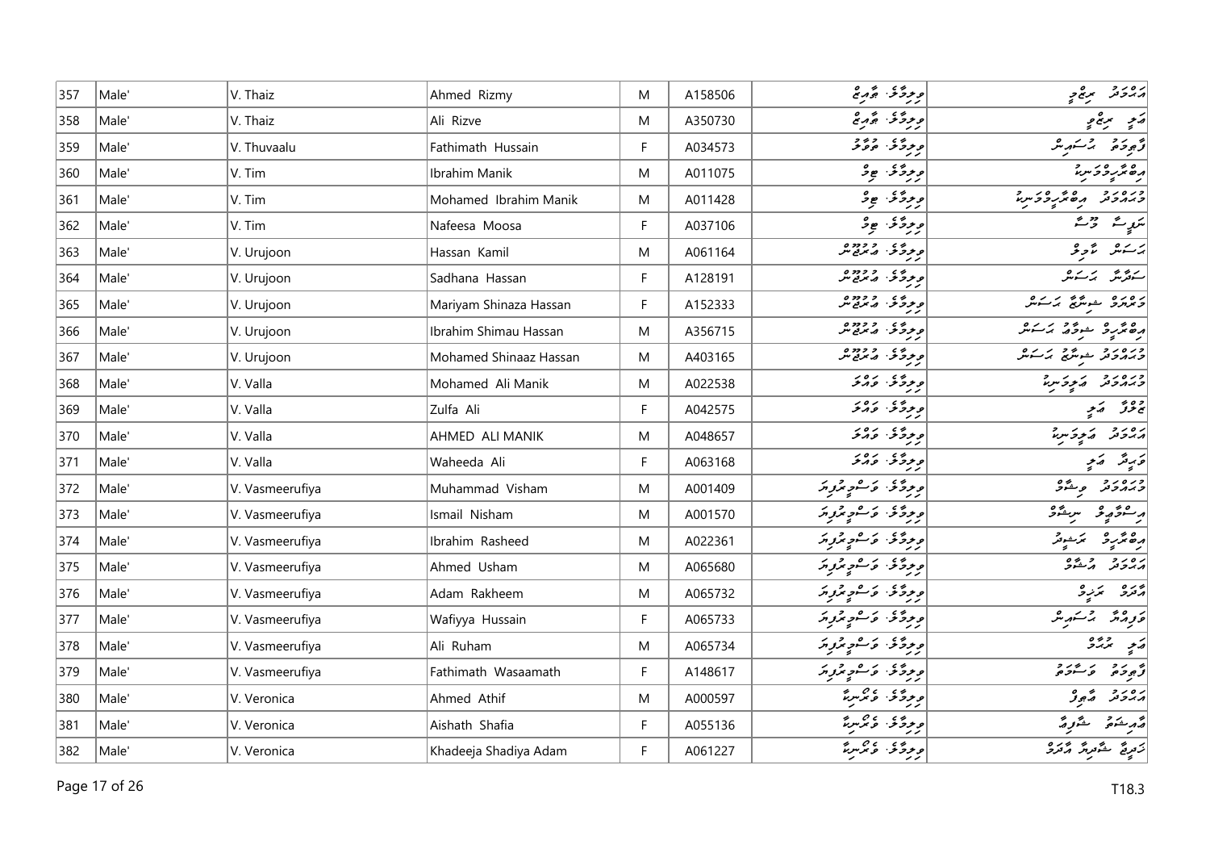| 357 | Male' | V. Thaiz | Ahmed Rizmy | M | A158506 | ވިލިގިލި. ތާއިޒް | އަހުމަދު ރިޒްމީ |
|---|---|---|---|---|---|---|---|
| 358 | Male' | V. Thaiz | Ali Rizve | M | A350730 | ވިލިގިލި. ތާއިޒް | އަލި ރިޒްވީ |
| 359 | Male' | V. Thuvaalu | Fathimath Hussain | F | A034573 | ވިލިގިލި. ތުވާލު | ފާތިމަތު ހުސައިން |
| 360 | Male' | V. Tim | Ibrahim Manik | M | A011075 | ވިލިގިލި. ޓިމް | އިބްރާހީމްމަނިކު |
| 361 | Male' | V. Tim | Mohamed Ibrahim Manik | M | A011428 | ވިލިގިލި. ޓިމް | މުހައްމަދު އިބްރާހީމްމަނިކު |
| 362 | Male' | V. Tim | Nafeesa Moosa | F | A037106 | ވިލިގިލި. ޓިމް | ނަފީސާ މޫސާ |
| 363 | Male' | V. Urujoon | Hassan Kamil | M | A061164 | ވިލިގިލި. އުރުޖޫން | ހަސަން ކާމިލް |
| 364 | Male' | V. Urujoon | Sadhana Hassan | F | A128191 | ވިލިގިލި. އުރުޖޫން | ސަދަނާ ހަސަން |
| 365 | Male' | V. Urujoon | Mariyam Shinaza Hassan | F | A152333 | ވިލިގިލި. އުރުޖޫން | މަރިޔަމް ޝިނާޒާ ހަސަން |
| 366 | Male' | V. Urujoon | Ibrahim Shimau Hassan | M | A356715 | ވިލިގިލި. އުރުޖޫން | އިބްރާހީމް ޝިމާއު ހަސަން |
| 367 | Male' | V. Urujoon | Mohamed Shinaaz Hassan | M | A403165 | ވިލިގިލި. އުރުޖޫން | މުހައްމަދު ޝިނާޒް ހަސަން |
| 368 | Male' | V. Valla | Mohamed Ali Manik | M | A022538 | ވިލިގިލި. ވައްލަ | މުހައްމަދު އަލިމަނިކު |
| 369 | Male' | V. Valla | Zulfa Ali | F | A042575 | ވިލިގިލި. ވައްލަ | ޒުލްފާ އަލި |
| 370 | Male' | V. Valla | AHMED ALI MANIK | M | A048657 | ވިލިގިލި. ވައްލަ | އަހުމަދު އަލިމަނިކު |
| 371 | Male' | V. Valla | Waheeda Ali | F | A063168 | ވިލިގިލި. ވައްލަ | ވަހީދާ އަލި |
| 372 | Male' | V. Vasmeerufiya | Muhammad Visham | M | A001409 | ވިލިގިލި. ވަސްމީރުފިޔާ | މުހައްމަދު ވިޝާމް |
| 373 | Male' | V. Vasmeerufiya | Ismail Nisham | M | A001570 | ވިލިގިލި. ވަސްމީރުފިޔާ | އިސްމާއީލް ނިޝާމް |
| 374 | Male' | V. Vasmeerufiya | Ibrahim Rasheed | M | A022361 | ވިލިގިލި. ވަސްމީރުފިޔާ | އިބްރާހީމް ރަޝީދު |
| 375 | Male' | V. Vasmeerufiya | Ahmed Usham | M | A065680 | ވިލިގިލި. ވަސްމީރުފިޔާ | އަހުމަދު އުޝާމް |
| 376 | Male' | V. Vasmeerufiya | Adam Rakheem | M | A065732 | ވިލިގިލި. ވަސްމީރުފިޔާ | އާދަމް ރަޚީމް |
| 377 | Male' | V. Vasmeerufiya | Wafiyya Hussain | F | A065733 | ވިލިގިލި. ވަސްމީރުފިޔާ | ވަފިއްޔާ ހުސައިން |
| 378 | Male' | V. Vasmeerufiya | Ali Ruham | M | A065734 | ވިލިގިލި. ވަސްމީރުފިޔާ | އަލި ރުހާމް |
| 379 | Male' | V. Vasmeerufiya | Fathimath Wasaamath | F | A148617 | ވިލިގިލި. ވަސްމީރުފިޔާ | ފާތިމަތު ވަސާމަތު |
| 380 | Male' | V. Veronica | Ahmed Athif | M | A000597 | ވިލިގިލި. ވެރޮނިކާ | އަހުމަދު އާތިފު |
| 381 | Male' | V. Veronica | Aishath Shafia | F | A055136 | ވިލިގިލި. ވެރޮނިކާ | އާއިޝަތު ޝާފިއާ |
| 382 | Male' | V. Veronica | Khadeeja Shadiya Adam | F | A061227 | ވިލިގިލި. ވެރޮނިކާ | ޚަދީޖާ ޝާދިޔާ އާދަމް |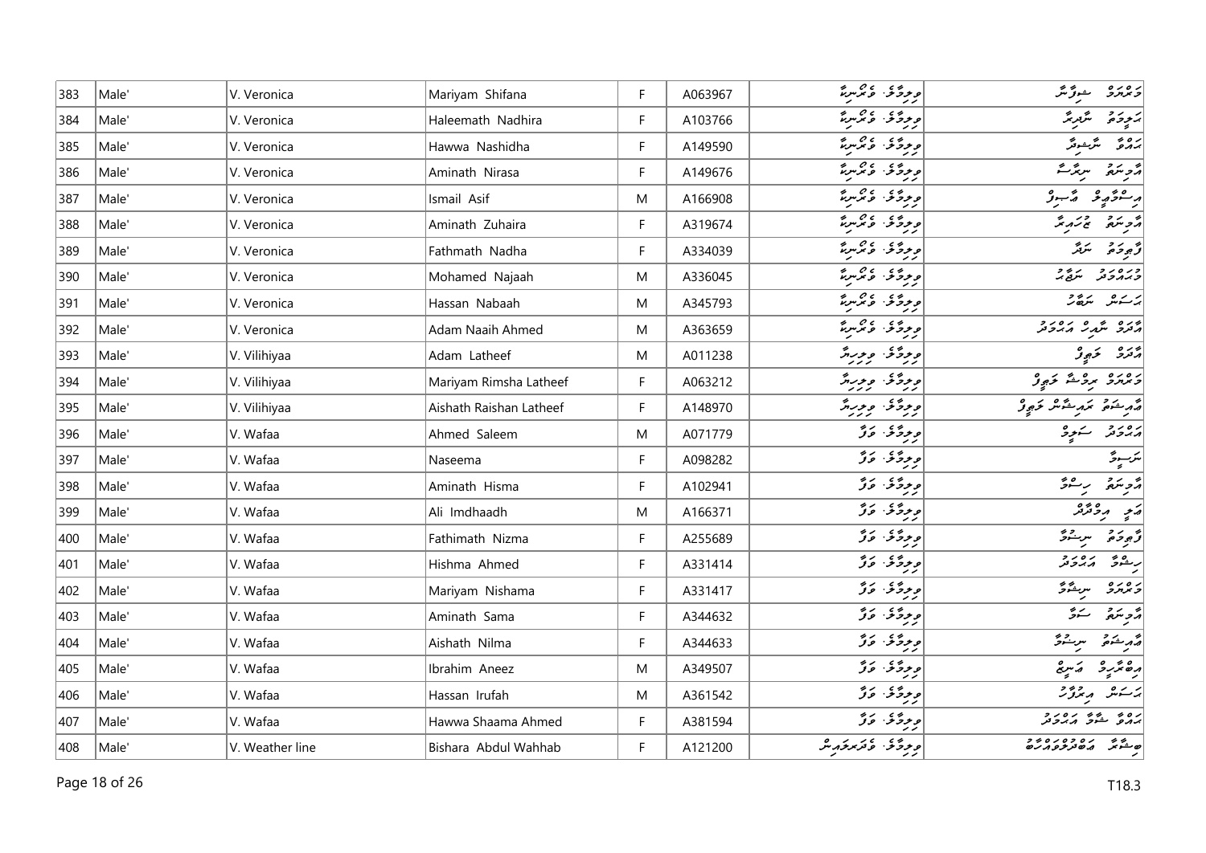| 383 | Male' | V. Veronica | Mariyam Shifana | F | A063967 | ވިވިމާލެ. ވެރޮނިކާ | މަރިޔަމް ޝިފާނާ |
|---|---|---|---|---|---|---|---|
| 384 | Male' | V. Veronica | Haleemath Nadhira | F | A103766 | ވިވިމާލެ. ވެރޮނިކާ | ހަލީމަތު ނާދިރާ |
| 385 | Male' | V. Veronica | Hawwa Nashidha | F | A149590 | ވިވިމާލެ. ވެރޮނިކާ | ހައްވާ ނާޝިދާ |
| 386 | Male' | V. Veronica | Aminath Nirasa | F | A149676 | ވިވިމާލެ. ވެރޮނިކާ | އާމިނަތު ނިރާސާ |
| 387 | Male' | V. Veronica | Ismail Asif | M | A166908 | ވިވިމާލެ. ވެރޮނިކާ | އިސްމާއީލް އާސިފް |
| 388 | Male' | V. Veronica | Aminath Zuhaira | F | A319674 | ވިވިމާލެ. ވެރޮނިކާ | އާމިނަތު ޒުހައިރާ |
| 389 | Male' | V. Veronica | Fathmath Nadha | F | A334039 | ވިވިމާލެ. ވެރޮނިކާ | ފާތިމަތު ނަދާ |
| 390 | Male' | V. Veronica | Mohamed Najaah | M | A336045 | ވިވިމާލެ. ވެރޮނިކާ | މުހައްމަދު ނަޖާހު |
| 391 | Male' | V. Veronica | Hassan Nabaah | M | A345793 | ވިވިމާލެ. ވެރޮނިކާ | ހަސަން ނަބާހު |
| 392 | Male' | V. Veronica | Adam Naaih Ahmed | M | A363659 | ވިވިމާލެ. ވެރޮނިކާ | އާދަމް ނާއިހް އަހުމަދު |
| 393 | Male' | V. Vilihiyaa | Adam Latheef | M | A011238 | ވިވިމާލެ. ވިލިހިޔާ | އާދަމް ލަތީފު |
| 394 | Male' | V. Vilihiyaa | Mariyam Rimsha Latheef | F | A063212 | ވިވިމާލެ. ވިލިހިޔާ | މަރިޔަމް ރިމްޝާ ލަތީފު |
| 395 | Male' | V. Vilihiyaa | Aishath Raishan Latheef | F | A148970 | ވިވިމާލެ. ވިލިހިޔާ | އާއިޝަތު ރައިޝާން ލަތީފު |
| 396 | Male' | V. Wafaa | Ahmed Saleem | M | A071779 | ވިވިމާލެ. ވަފާ | އަހުމަދު ސަލީމް |
| 397 | Male' | V. Wafaa | Naseema | F | A098282 | ވިވިމާލެ. ވަފާ | ނަސީމާ |
| 398 | Male' | V. Wafaa | Aminath Hisma | F | A102941 | ވިވިމާލެ. ވަފާ | އާމިނަތު ހިސްމާ |
| 399 | Male' | V. Wafaa | Ali Imdhaadh | M | A166371 | ވިވިމާލެ. ވަފާ | އަލި އިމްދާދު |
| 400 | Male' | V. Wafaa | Fathimath Nizma | F | A255689 | ވިވިމާލެ. ވަފާ | ފާތިމަތު ނިޒްމާ |
| 401 | Male' | V. Wafaa | Hishma Ahmed | F | A331414 | ވިވިމާލެ. ވަފާ | ހިޝްމާ އަހުމަދު |
| 402 | Male' | V. Wafaa | Mariyam Nishama | F | A331417 | ވިވިމާލެ. ވަފާ | މަރިޔަމް ނިޝާމާ |
| 403 | Male' | V. Wafaa | Aminath Sama | F | A344632 | ވިވިމާލެ. ވަފާ | އާމިނަތު ސަމާ |
| 404 | Male' | V. Wafaa | Aishath Nilma | F | A344633 | ވިވިމާލެ. ވަފާ | އާއިޝަތު ނިލްމާ |
| 405 | Male' | V. Wafaa | Ibrahim Aneez | M | A349507 | ވިވިމާލެ. ވަފާ | އިބްރާހިމް އަނީޒް |
| 406 | Male' | V. Wafaa | Hassan Irufah | M | A361542 | ވިވިމާލެ. ވަފާ | ހަސަން އިރުފާހު |
| 407 | Male' | V. Wafaa | Hawwa Shaama Ahmed | F | A381594 | ވިވިމާލެ. ވަފާ | ހައްވާ ޝާމާ އަހުމަދު |
| 408 | Male' | V. Weather line | Bishara Abdul Wahhab | F | A121200 | ވިވިމާލެ. ވެދަރލައިން | ބިޝާރާ އަބްދުލްވައްހާބު |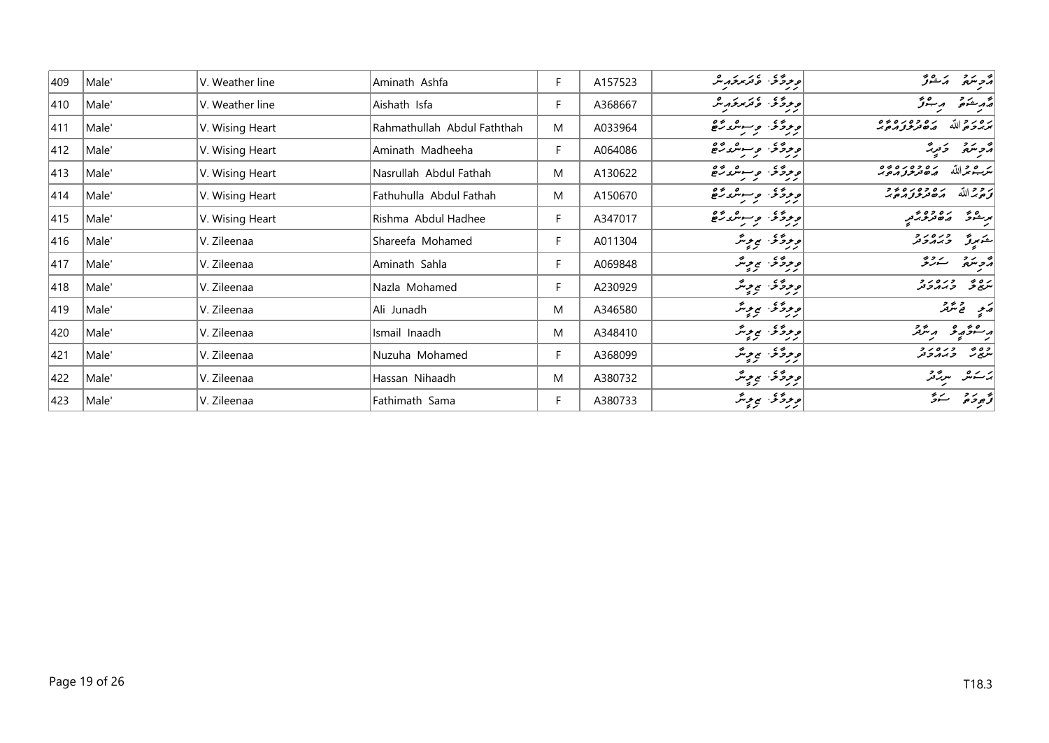| 409 | Male' | V. Weather line | Aminath Ashfa | F | A157523 | ވިވިމާރާ. ވެދަރލައިން | އާމިނަތު އަޝްފާ |
|---|---|---|---|---|---|---|---|
| 410 | Male' | V. Weather line | Aishath Isfa | F | A368667 | ވިވިމާރާ. ވެދަރލައިން | އާއިޝަތު އިސްފާ |
| 411 | Male' | V. Wising Heart | Rahmathullah Abdul Faththah | M | A033964 | ވިވިމާރާ. ވިސިންގހާޓް | ރަޙްމަތުﷲ އަބްދުލްފައްތާޙް |
| 412 | Male' | V. Wising Heart | Aminath Madheeha | F | A064086 | ވިވިމާރާ. ވިސިންގހާޓް | އާމިނަތު މަދީހާ |
| 413 | Male' | V. Wising Heart | Nasrullah Abdul Fathah | M | A130622 | ވިވިމާރާ. ވިސިންގހާޓް | ނަސްރުﷲ އަބްދުލްފައްތާޙް |
| 414 | Male' | V. Wising Heart | Fathuhulla Abdul Fathah | M | A150670 | ވިވިމާރާ. ވިސިންގހާޓް | ފަތުހުﷲ އަބްދުލްފައްތާޙް |
| 415 | Male' | V. Wising Heart | Rishma Abdul Hadhee | F | A347017 | ވިވިމާރާ. ވިސިންގހާޓް | ރިޝްމާ އަބްދުލްހާދީ |
| 416 | Male' | V. Zileenaa | Shareefa Mohamed | F | A011304 | ވިވިމާރާ. ޒިލީނާ | ޝަރީފާ މުޙައްމަދު |
| 417 | Male' | V. Zileenaa | Aminath Sahla | F | A069848 | ވިވިމާރާ. ޒިލީނާ | އާމިނަތު ސަހްލާ |
| 418 | Male' | V. Zileenaa | Nazla Mohamed | F | A230929 | ވިވިމާރާ. ޒިލީނާ | ނަޒްލާ މުޙައްމަދު |
| 419 | Male' | V. Zileenaa | Ali Junadh | M | A346580 | ވިވިމާރާ. ޒިލީނާ | އަލި ޖުނާދު |
| 420 | Male' | V. Zileenaa | Ismail Inaadh | M | A348410 | ވިވިމާރާ. ޒިލީނާ | އިސްމާއިލް އިނާދު |
| 421 | Male' | V. Zileenaa | Nuzuha Mohamed | F | A368099 | ވިވިމާރާ. ޒިލީނާ | ނުޒުހާ މުޙައްމަދު |
| 422 | Male' | V. Zileenaa | Hassan Nihaadh | M | A380732 | ވިވިމާރާ. ޒިލީނާ | ހަސަން ނިހާދު |
| 423 | Male' | V. Zileenaa | Fathimath Sama | F | A380733 | ވިވިމާރާ. ޒިލީނާ | ފާތިމަތު ސަމާ |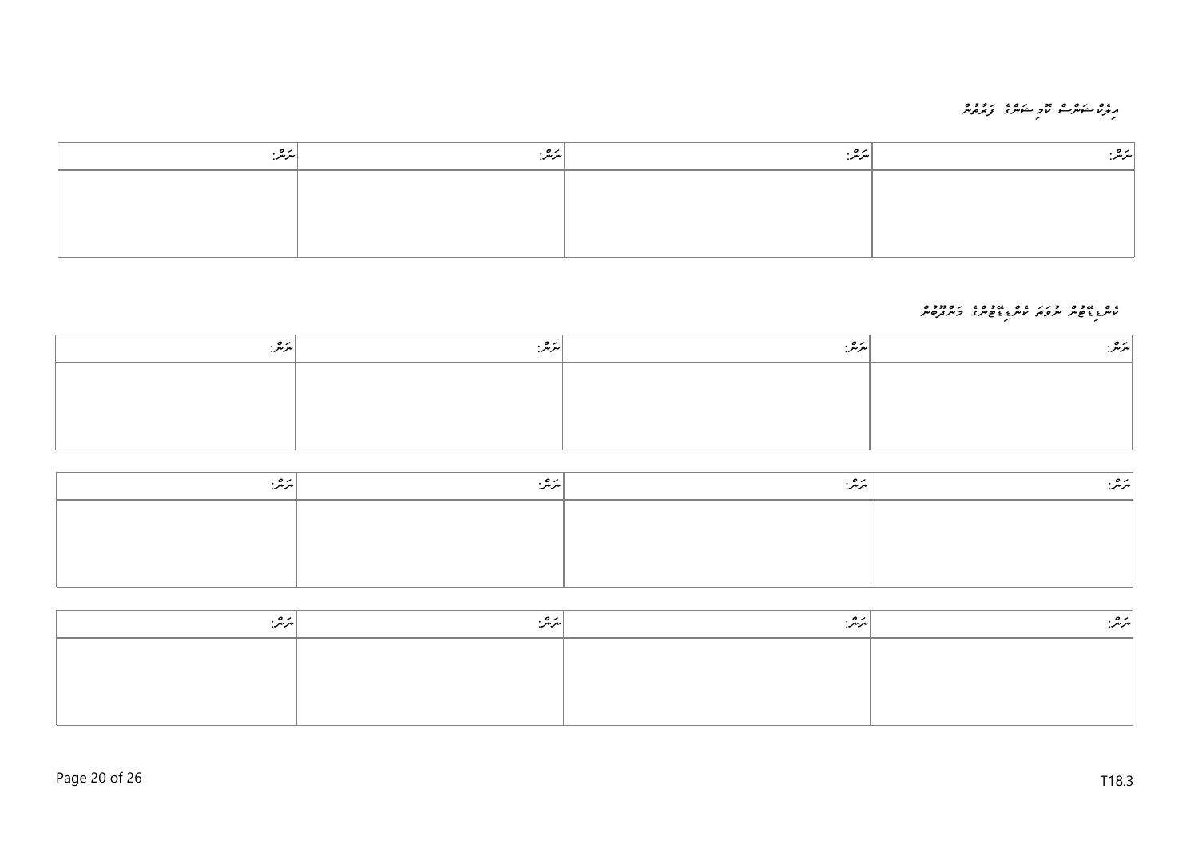ދިވެހި ބަސް ކޮމިޝަން ތާރީހަށް ވަގުތު

| ނަން: | ނަން: | ނަން: | ނަން: |
|---|---|---|---|
| | | | |

ކުރިމަށް ޖެހިފައިވާ މަސައްކަތް ކުރާނެ ކޮމިޓީ ތަކުގެ މެމްބަރުން

| ނަން: | ނަން: | ނަން: | ނަން: |
|---|---|---|---|
| | | | |

| ނަން: | ނަން: | ނަން: | ނަން: |
|---|---|---|---|
| | | | |

| ނަން: | ނަން: | ނަން: | ނަން: |
|---|---|---|---|
| | | | |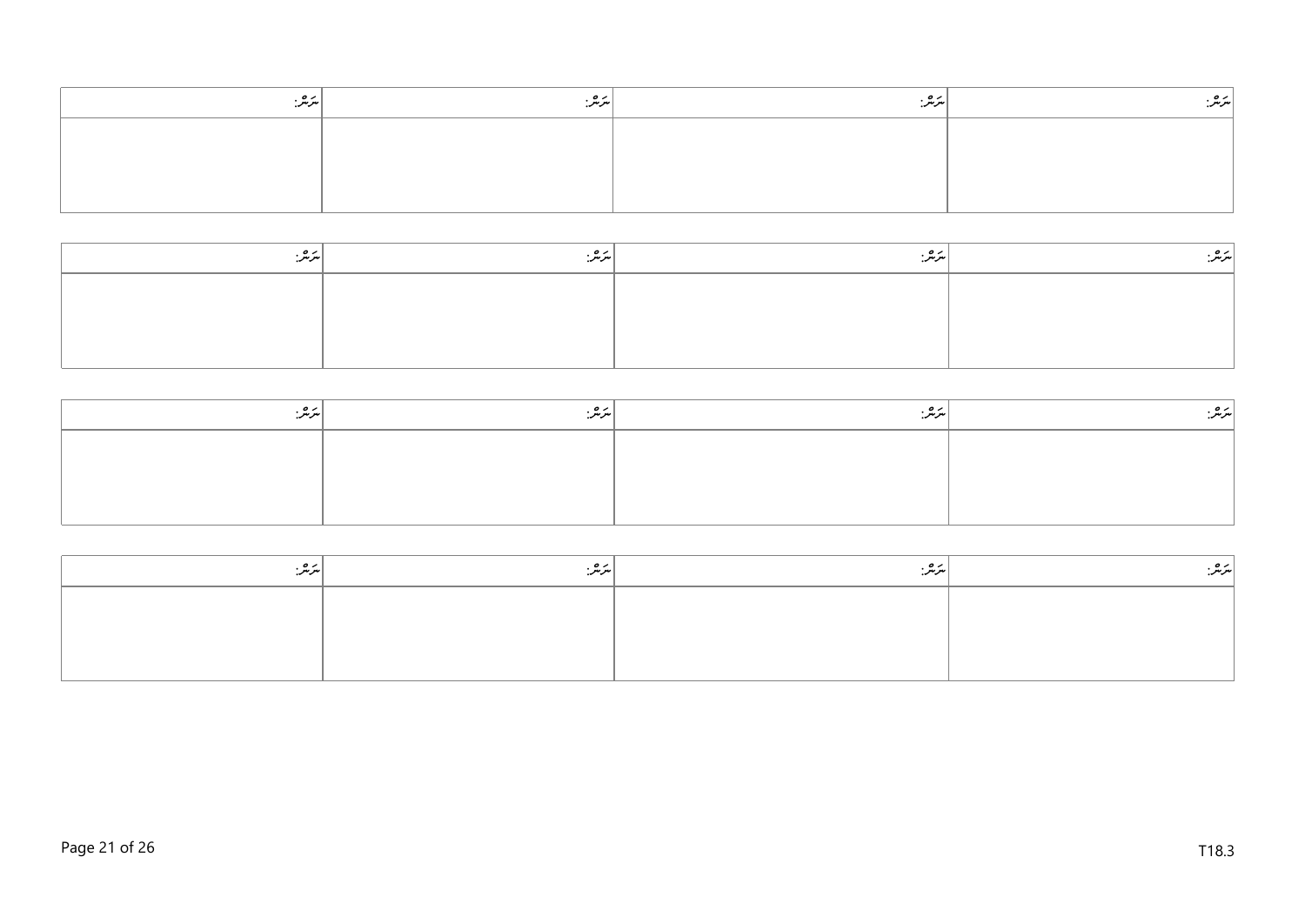| ނަރުދ: | ނަރުދ: | ނަރުދ: | ނަރުދ: |
| --- | --- | --- | --- |
| | | | |

| ނަރުދ: | ނަރުދ: | ނަރުދ: | ނަރުދ: |
| --- | --- | --- | --- |
| | | | |

| ނަރުދ: | ނަރުދ: | ނަރުދ: | ނަރުދ: |
| --- | --- | --- | --- |
| | | | |

| ނަރުދ: | ނަރުދ: | ނަރުދ: | ނަރުދ: |
| --- | --- | --- | --- |
| | | | |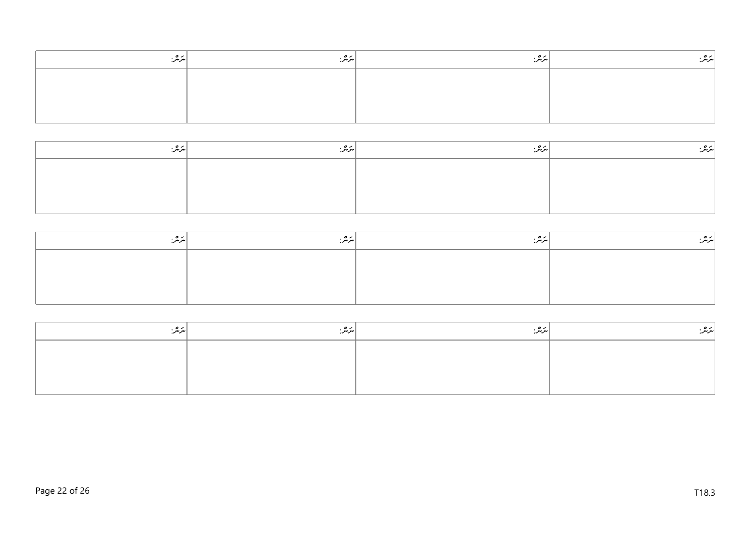| ނަރުދ: | ނަރުދ: | ނަރުދ: | ނަރުދ: |
| --- | --- | --- | --- |
| | | | |

| ނަރުދ: | ނަރުދ: | ނަރުދ: | ނަރުދ: |
| --- | --- | --- | --- |
| | | | |

| ނަރުދ: | ނަރުދ: | ނަރުދ: | ނަރުދ: |
| --- | --- | --- | --- |
| | | | |

| ނަރުދ: | ނަރުދ: | ނަރުދ: | ނަރުދ: |
| --- | --- | --- | --- |
| | | | |

T18.3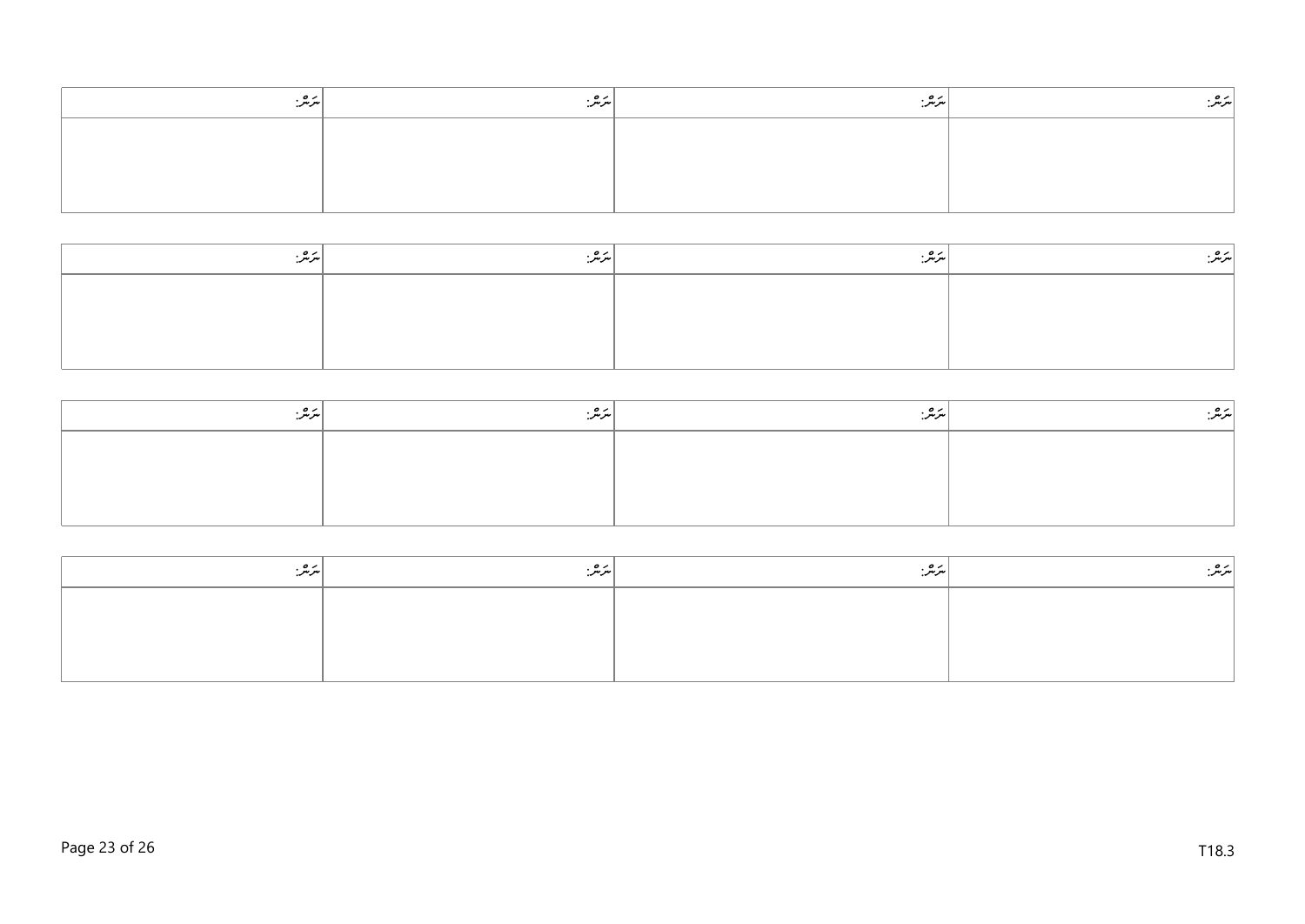| نرگر: | نرگر: | نرگر: | نرگر: |
| --- | --- | --- | --- |
| | | | |

| نرگر: | نرگر: | نرگر: | نرگر: |
| --- | --- | --- | --- |
| | | | |

| نرگر: | نرگر: | نرگر: | نرگر: |
| --- | --- | --- | --- |
| | | | |

| نرگر: | نرگر: | نرگر: | نرگر: |
| --- | --- | --- | --- |
| | | | |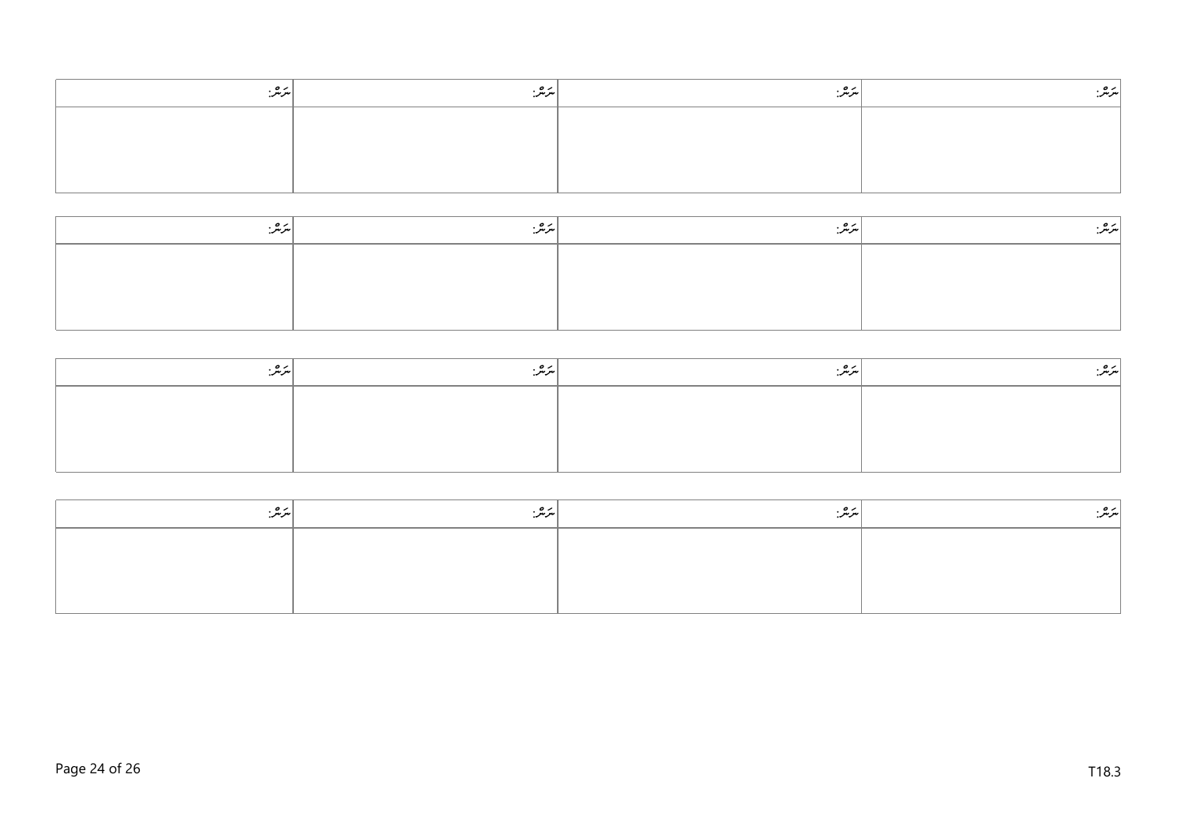| ނަރުދ: | ނަރުދ: | ނަރުދ: | ނަރުދ: |
| --- | --- | --- | --- |
| | | | |

| ނަރުދ: | ނަރުދ: | ނަރުދ: | ނަރުދ: |
| --- | --- | --- | --- |
| | | | |

| ނަރުދ: | ނަރުދ: | ނަރުދ: | ނަރުދ: |
| --- | --- | --- | --- |
| | | | |

| ނަރުދ: | ނަރުދ: | ނަރުދ: | ނަރުދ: |
| --- | --- | --- | --- |
| | | | |

T18.3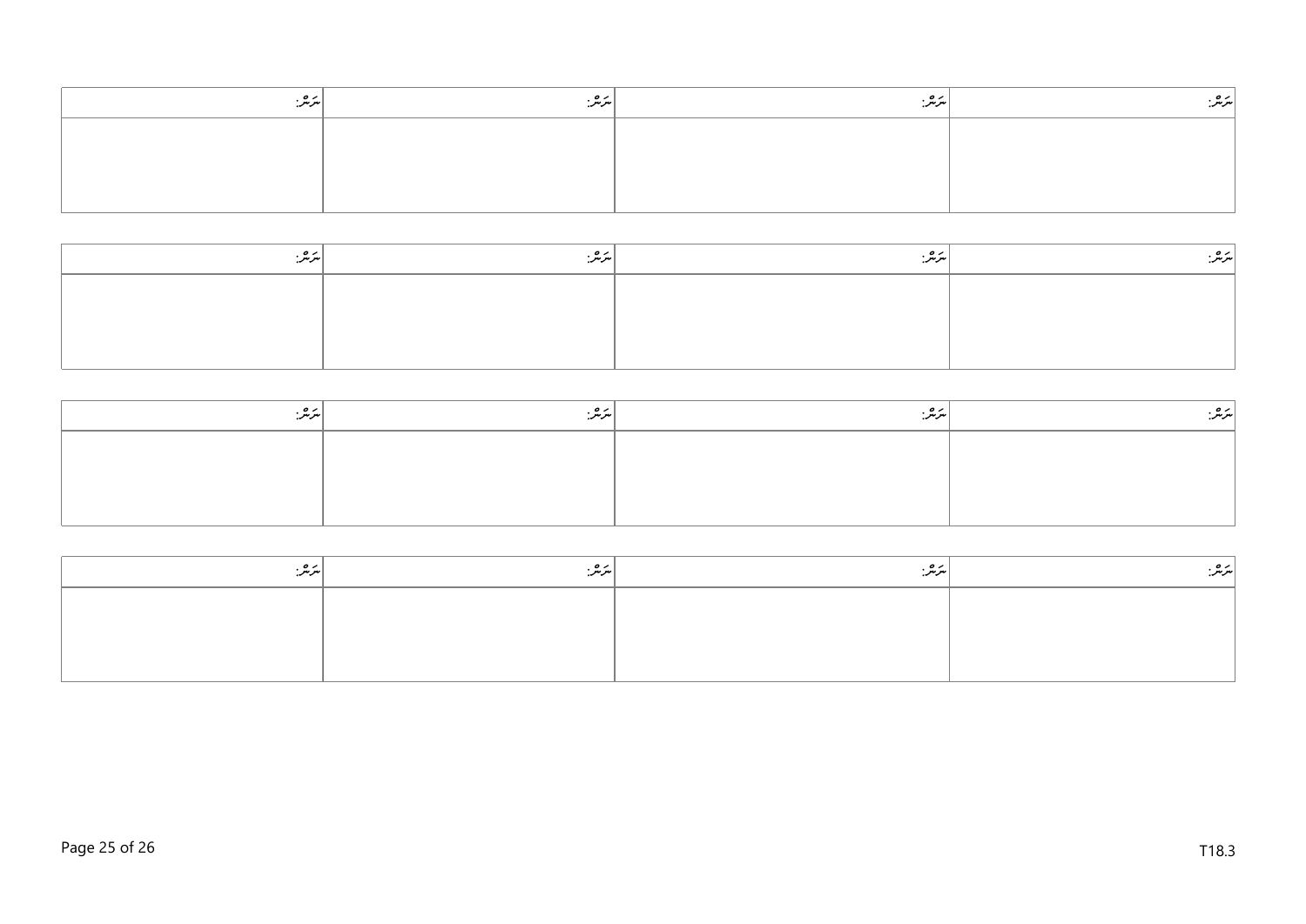| ނަންބަރު: | ނަންބަރު: | ނަންބަރު: | ނަންބަރު: |
|---|---|---|---|
| | | | |

| ނަންބަރު: | ނަންބަރު: | ނަންބަރު: | ނަންބަރު: |
|---|---|---|---|
| | | | |

| ނަންބަރު: | ނަންބަރު: | ނަންބަރު: | ނަންބަރު: |
|---|---|---|---|
| | | | |

| ނަންބަރު: | ނަންބަރު: | ނަންބަރު: | ނަންބަރު: |
|---|---|---|---|
| | | | |

T18.3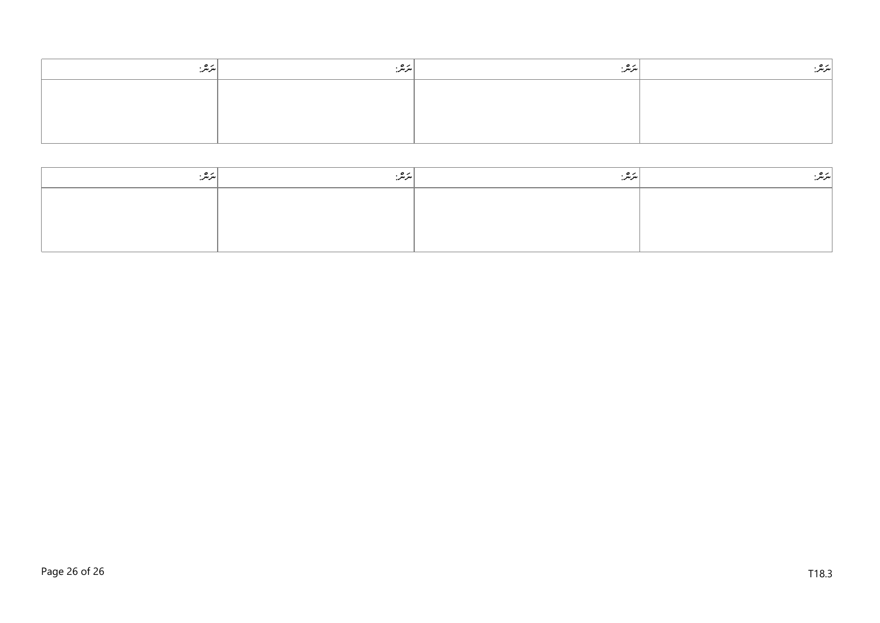| ނަރުދ: | ނަރުދ: | ނަރުދ: | ނަރުދ: |
|---|---|---|---|
| | | | |

| ނަރުދ: | ނަރުދ: | ނަރުދ: | ނަރުދ: |
|---|---|---|---|
| | | | |